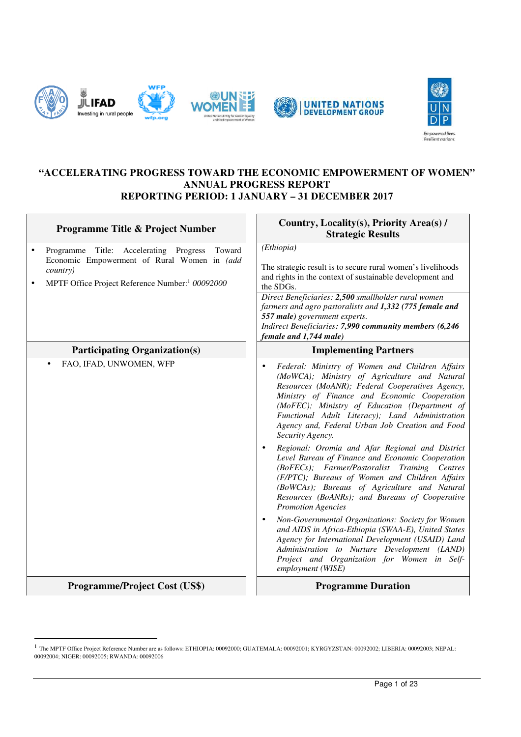# "ACCELERATING PROGRESS TOWARD THE ECONOMIC EMPOWERMENT OF WOMEN" ANNUAL PROGRESS REPORT REPORTING PERIOD: 1 JANUARY – 31 DECEMBER 2017

| Programme Title & Project Number | Country, Locality(s), Priority Area(s) / Strategic Results |
|---|---|
| • Programme Title: Accelerating Progress Toward Economic Empowerment of Rural Women in *(add country)*<br>• MPTF Office Project Reference Number:[1] *00092000* | *(Ethiopia)*<br><br>The strategic result is to secure rural women's livelihoods and rights in the context of sustainable development and the SDGs.<br><br>*Direct Beneficiaries: **2,500** smallholder rural women farmers and agro pastoralists and **1,332 (775 female and 557 male)** government experts.*<br>*Indirect Beneficiaries: **7,990 community members (6,246 female and 1,744 male)*** |
| **Participating Organization(s)** | **Implementing Partners** |
| • FAO, IFAD, UNWOMEN, WFP | • *Federal: Ministry of Women and Children Affairs (MoWCA); Ministry of Agriculture and Natural Resources (MoANR); Federal Cooperatives Agency, Ministry of Finance and Economic Cooperation (MoFEC); Ministry of Education (Department of Functional Adult Literacy); Land Administration Agency and, Federal Urban Job Creation and Food Security Agency.*<br>• *Regional: Oromia and Afar Regional and District Level Bureau of Finance and Economic Cooperation (BoFECs); Farmer/Pastoralist Training Centres (F/PTC); Bureaus of Women and Children Affairs (BoWCAs); Bureaus of Agriculture and Natural Resources (BoANRs); and Bureaus of Cooperative Promotion Agencies*<br>• *Non-Governmental Organizations: Society for Women and AIDS in Africa-Ethiopia (SWAA-E), United States Agency for International Development (USAID) Land Administration to Nurture Development (LAND) Project and Organization for Women in Self-employment (WISE)* |
| **Programme/Project Cost (US$)** | **Programme Duration** |

[1] The MPTF Office Project Reference Number are as follows: ETHIOPIA: 00092000; GUATEMALA: 00092001; KYRGYZSTAN: 00092002; LIBERIA: 00092003; NEPAL: 00092004; NIGER: 00092005; RWANDA: 00092006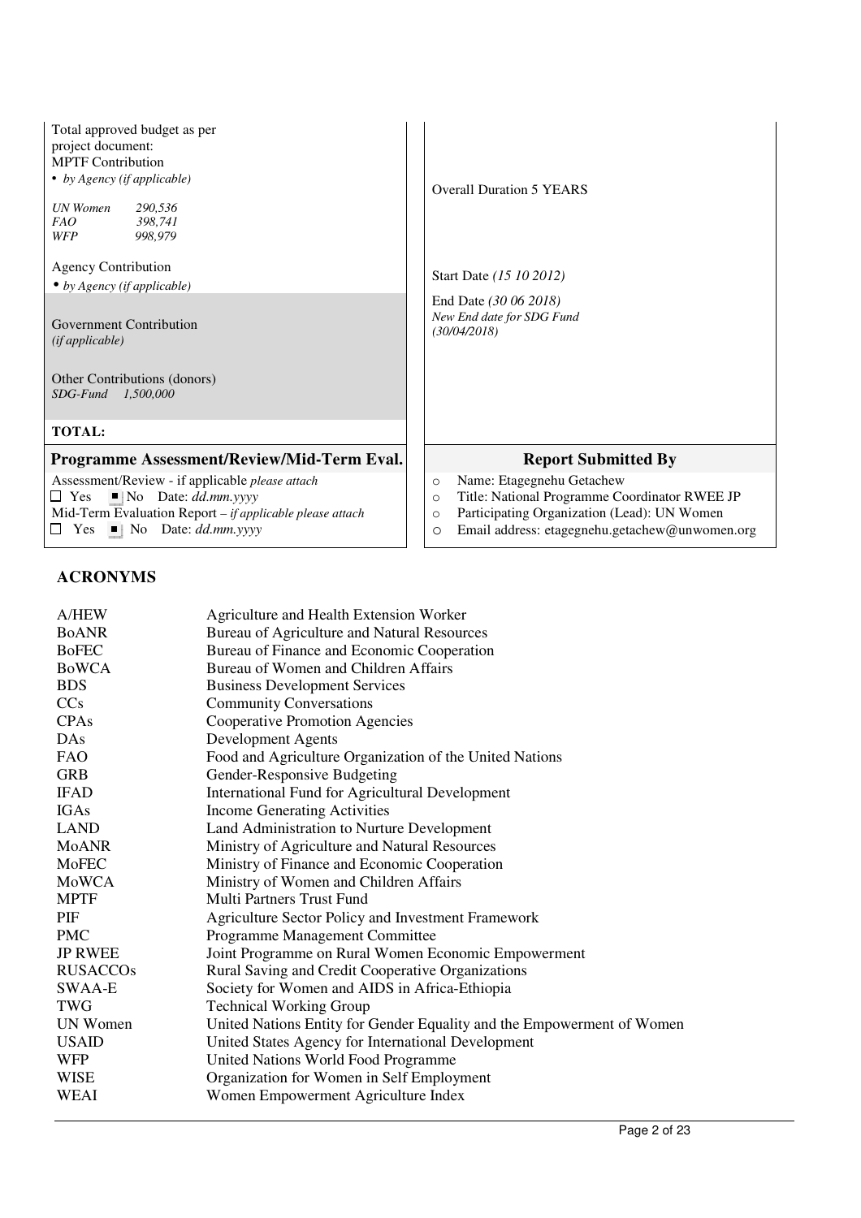| Total approved budget as per project document: MPTF Contribution • *by Agency (if applicable)* <br> *UN Women 290,536* <br> *FAO 398,741* <br> *WFP 998,979* | Overall Duration 5 YEARS |
|---|---|
| Agency Contribution • *by Agency (if applicable)* | Start Date *(15 10 2012)* |
| Government Contribution *(if applicable)* | End Date *(30 06 2018)* <br> *New End date for SDG Fund (30/04/2018)* |
| Other Contributions (donors) <br> *SDG-Fund 1,500,000* | |
| **TOTAL:** | |

| **Programme Assessment/Review/Mid-Term Eval.** | **Report Submitted By** |
|---|---|
| Assessment/Review - if applicable *please attach* <br> ☐ Yes ■ No Date: *dd.mm.yyyy* <br> Mid-Term Evaluation Report – *if applicable please attach* <br> ☐ Yes ■ No Date: *dd.mm.yyyy* | ○ Name: Etagegnehu Getachew <br> ○ Title: National Programme Coordinator RWEE JP <br> ○ Participating Organization (Lead): UN Women <br> ○ Email address: etagegnehu.getachew@unwomen.org |

## ACRONYMS

| | |
|---|---|
| A/HEW | Agriculture and Health Extension Worker |
| BoANR | Bureau of Agriculture and Natural Resources |
| BoFEC | Bureau of Finance and Economic Cooperation |
| BoWCA | Bureau of Women and Children Affairs |
| BDS | Business Development Services |
| CCs | Community Conversations |
| CPAs | Cooperative Promotion Agencies |
| DAs | Development Agents |
| FAO | Food and Agriculture Organization of the United Nations |
| GRB | Gender-Responsive Budgeting |
| IFAD | International Fund for Agricultural Development |
| IGAs | Income Generating Activities |
| LAND | Land Administration to Nurture Development |
| MoANR | Ministry of Agriculture and Natural Resources |
| MoFEC | Ministry of Finance and Economic Cooperation |
| MoWCA | Ministry of Women and Children Affairs |
| MPTF | Multi Partners Trust Fund |
| PIF | Agriculture Sector Policy and Investment Framework |
| PMC | Programme Management Committee |
| JP RWEE | Joint Programme on Rural Women Economic Empowerment |
| RUSACCOs | Rural Saving and Credit Cooperative Organizations |
| SWAA-E | Society for Women and AIDS in Africa-Ethiopia |
| TWG | Technical Working Group |
| UN Women | United Nations Entity for Gender Equality and the Empowerment of Women |
| USAID | United States Agency for International Development |
| WFP | United Nations World Food Programme |
| WISE | Organization for Women in Self Employment |
| WEAI | Women Empowerment Agriculture Index |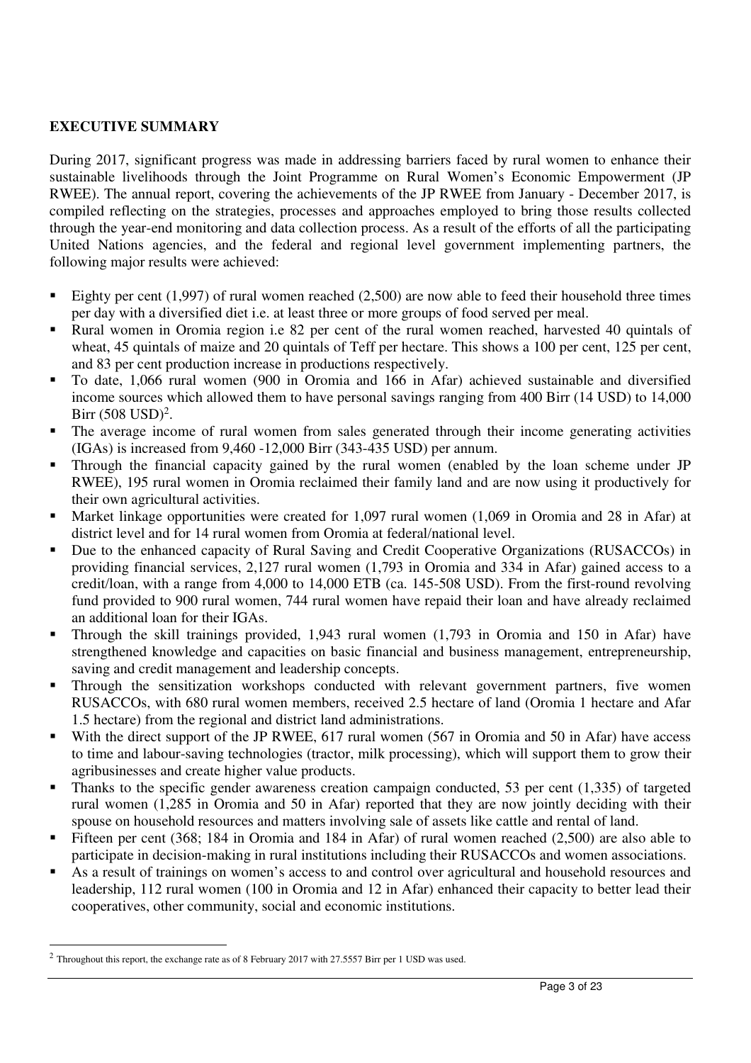## EXECUTIVE SUMMARY

During 2017, significant progress was made in addressing barriers faced by rural women to enhance their sustainable livelihoods through the Joint Programme on Rural Women's Economic Empowerment (JP RWEE). The annual report, covering the achievements of the JP RWEE from January - December 2017, is compiled reflecting on the strategies, processes and approaches employed to bring those results collected through the year-end monitoring and data collection process. As a result of the efforts of all the participating United Nations agencies, and the federal and regional level government implementing partners, the following major results were achieved:

- Eighty per cent (1,997) of rural women reached (2,500) are now able to feed their household three times per day with a diversified diet i.e. at least three or more groups of food served per meal.
- Rural women in Oromia region i.e 82 per cent of the rural women reached, harvested 40 quintals of wheat, 45 quintals of maize and 20 quintals of Teff per hectare. This shows a 100 per cent, 125 per cent, and 83 per cent production increase in productions respectively.
- To date, 1,066 rural women (900 in Oromia and 166 in Afar) achieved sustainable and diversified income sources which allowed them to have personal savings ranging from 400 Birr (14 USD) to 14,000 Birr (508 USD)[2].
- The average income of rural women from sales generated through their income generating activities (IGAs) is increased from 9,460 -12,000 Birr (343-435 USD) per annum.
- Through the financial capacity gained by the rural women (enabled by the loan scheme under JP RWEE), 195 rural women in Oromia reclaimed their family land and are now using it productively for their own agricultural activities.
- Market linkage opportunities were created for 1,097 rural women (1,069 in Oromia and 28 in Afar) at district level and for 14 rural women from Oromia at federal/national level.
- Due to the enhanced capacity of Rural Saving and Credit Cooperative Organizations (RUSACCOs) in providing financial services, 2,127 rural women (1,793 in Oromia and 334 in Afar) gained access to a credit/loan, with a range from 4,000 to 14,000 ETB (ca. 145-508 USD). From the first-round revolving fund provided to 900 rural women, 744 rural women have repaid their loan and have already reclaimed an additional loan for their IGAs.
- Through the skill trainings provided, 1,943 rural women (1,793 in Oromia and 150 in Afar) have strengthened knowledge and capacities on basic financial and business management, entrepreneurship, saving and credit management and leadership concepts.
- Through the sensitization workshops conducted with relevant government partners, five women RUSACCOs, with 680 rural women members, received 2.5 hectare of land (Oromia 1 hectare and Afar 1.5 hectare) from the regional and district land administrations.
- With the direct support of the JP RWEE, 617 rural women (567 in Oromia and 50 in Afar) have access to time and labour-saving technologies (tractor, milk processing), which will support them to grow their agribusinesses and create higher value products.
- Thanks to the specific gender awareness creation campaign conducted, 53 per cent (1,335) of targeted rural women (1,285 in Oromia and 50 in Afar) reported that they are now jointly deciding with their spouse on household resources and matters involving sale of assets like cattle and rental of land.
- Fifteen per cent (368; 184 in Oromia and 184 in Afar) of rural women reached (2,500) are also able to participate in decision-making in rural institutions including their RUSACCOs and women associations.
- As a result of trainings on women's access to and control over agricultural and household resources and leadership, 112 rural women (100 in Oromia and 12 in Afar) enhanced their capacity to better lead their cooperatives, other community, social and economic institutions.

---

[2] Throughout this report, the exchange rate as of 8 February 2017 with 27.5557 Birr per 1 USD was used.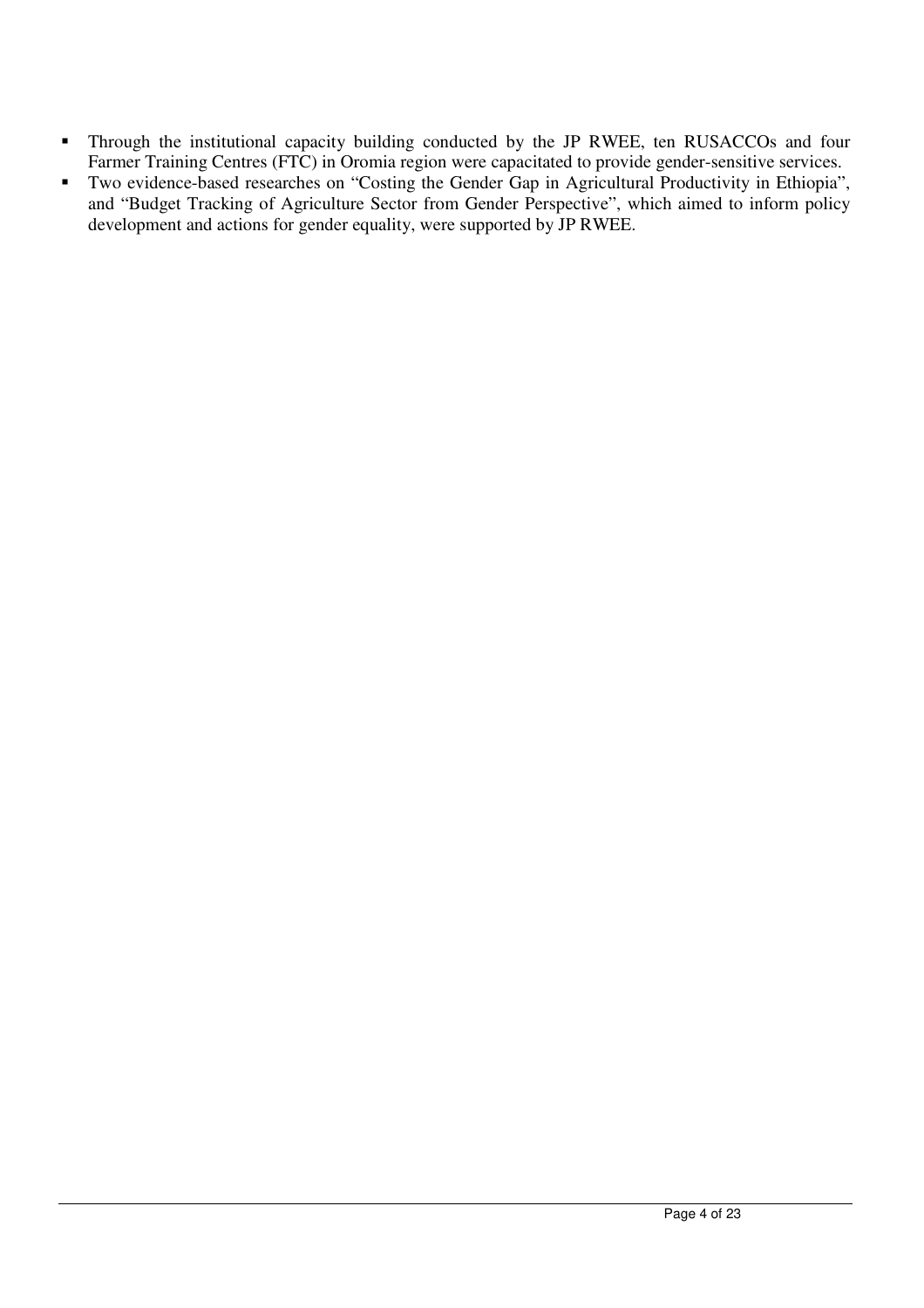- Through the institutional capacity building conducted by the JP RWEE, ten RUSACCOs and four Farmer Training Centres (FTC) in Oromia region were capacitated to provide gender-sensitive services.
- Two evidence-based researches on "Costing the Gender Gap in Agricultural Productivity in Ethiopia", and "Budget Tracking of Agriculture Sector from Gender Perspective", which aimed to inform policy development and actions for gender equality, were supported by JP RWEE.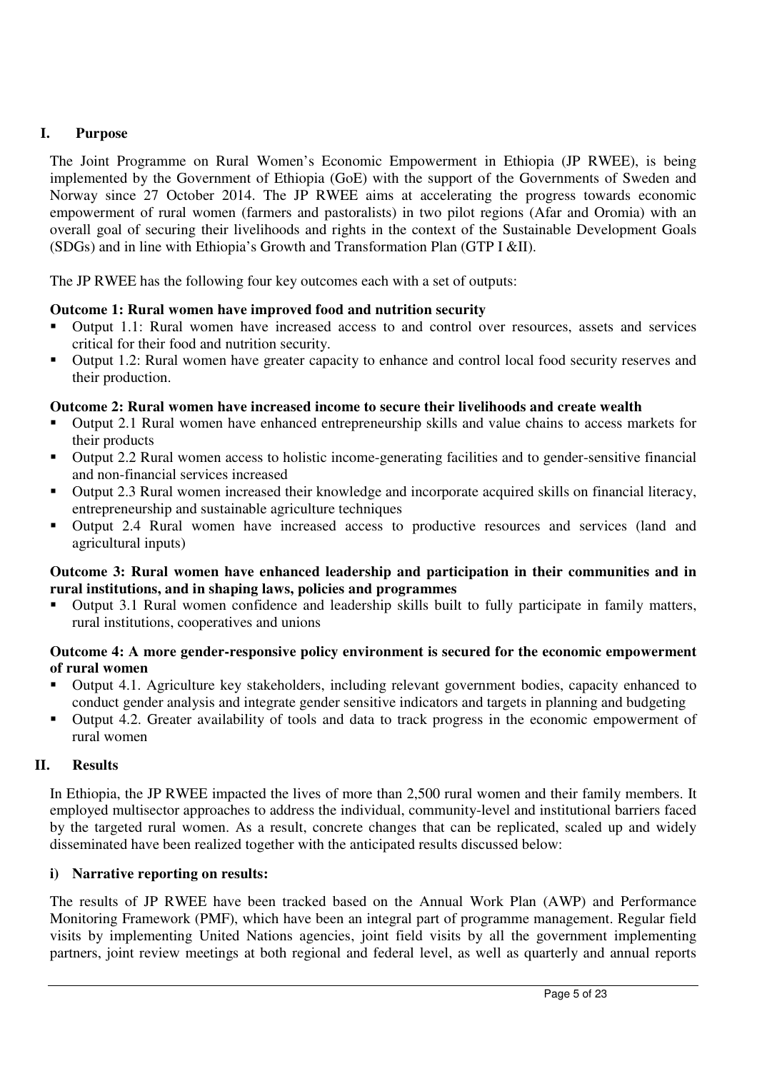## I. Purpose

The Joint Programme on Rural Women's Economic Empowerment in Ethiopia (JP RWEE), is being implemented by the Government of Ethiopia (GoE) with the support of the Governments of Sweden and Norway since 27 October 2014. The JP RWEE aims at accelerating the progress towards economic empowerment of rural women (farmers and pastoralists) in two pilot regions (Afar and Oromia) with an overall goal of securing their livelihoods and rights in the context of the Sustainable Development Goals (SDGs) and in line with Ethiopia's Growth and Transformation Plan (GTP I &II).

The JP RWEE has the following four key outcomes each with a set of outputs:

**Outcome 1: Rural women have improved food and nutrition security**

- Output 1.1: Rural women have increased access to and control over resources, assets and services critical for their food and nutrition security.
- Output 1.2: Rural women have greater capacity to enhance and control local food security reserves and their production.

**Outcome 2: Rural women have increased income to secure their livelihoods and create wealth**

- Output 2.1 Rural women have enhanced entrepreneurship skills and value chains to access markets for their products
- Output 2.2 Rural women access to holistic income-generating facilities and to gender-sensitive financial and non-financial services increased
- Output 2.3 Rural women increased their knowledge and incorporate acquired skills on financial literacy, entrepreneurship and sustainable agriculture techniques
- Output 2.4 Rural women have increased access to productive resources and services (land and agricultural inputs)

**Outcome 3: Rural women have enhanced leadership and participation in their communities and in rural institutions, and in shaping laws, policies and programmes**

- Output 3.1 Rural women confidence and leadership skills built to fully participate in family matters, rural institutions, cooperatives and unions

**Outcome 4: A more gender-responsive policy environment is secured for the economic empowerment of rural women**

- Output 4.1. Agriculture key stakeholders, including relevant government bodies, capacity enhanced to conduct gender analysis and integrate gender sensitive indicators and targets in planning and budgeting
- Output 4.2. Greater availability of tools and data to track progress in the economic empowerment of rural women

## II. Results

In Ethiopia, the JP RWEE impacted the lives of more than 2,500 rural women and their family members. It employed multisector approaches to address the individual, community-level and institutional barriers faced by the targeted rural women. As a result, concrete changes that can be replicated, scaled up and widely disseminated have been realized together with the anticipated results discussed below:

### i) Narrative reporting on results:

The results of JP RWEE have been tracked based on the Annual Work Plan (AWP) and Performance Monitoring Framework (PMF), which have been an integral part of programme management. Regular field visits by implementing United Nations agencies, joint field visits by all the government implementing partners, joint review meetings at both regional and federal level, as well as quarterly and annual reports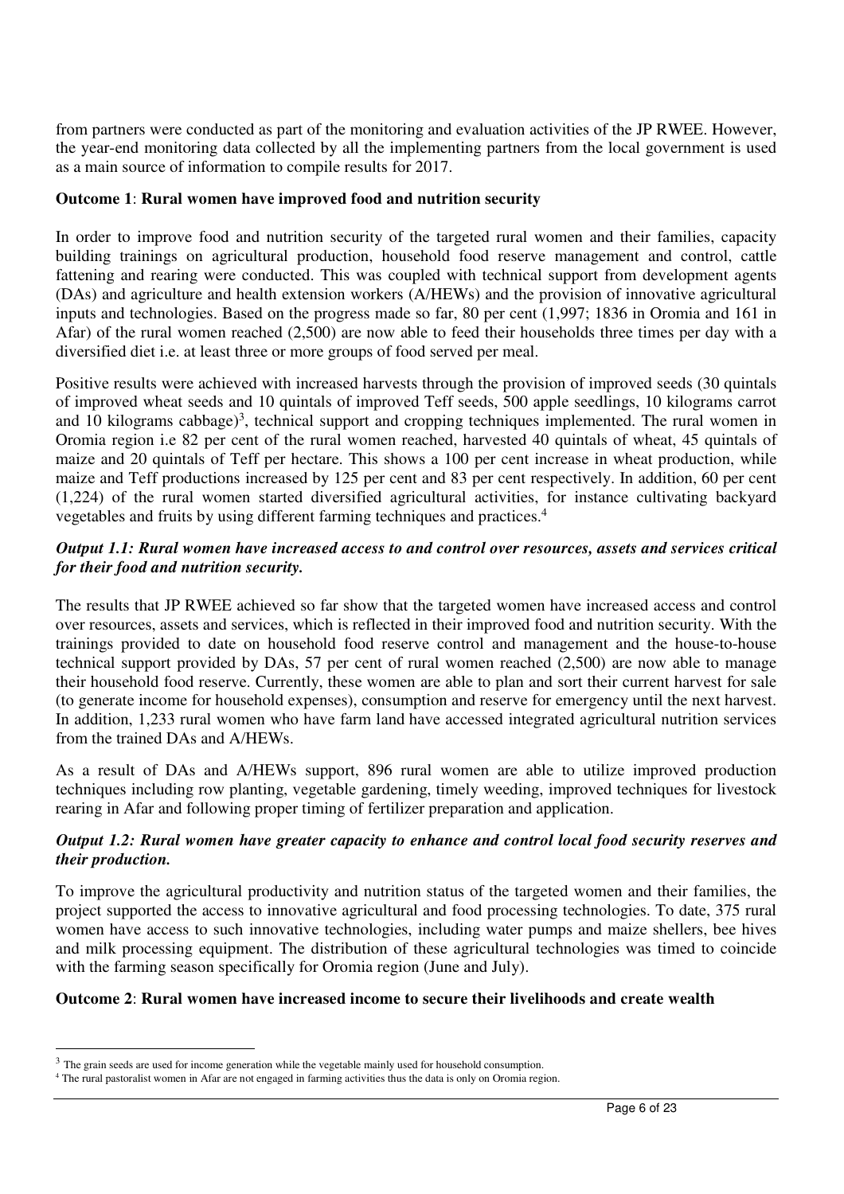from partners were conducted as part of the monitoring and evaluation activities of the JP RWEE. However, the year-end monitoring data collected by all the implementing partners from the local government is used as a main source of information to compile results for 2017.

**Outcome 1**: **Rural women have improved food and nutrition security**

In order to improve food and nutrition security of the targeted rural women and their families, capacity building trainings on agricultural production, household food reserve management and control, cattle fattening and rearing were conducted. This was coupled with technical support from development agents (DAs) and agriculture and health extension workers (A/HEWs) and the provision of innovative agricultural inputs and technologies. Based on the progress made so far, 80 per cent (1,997; 1836 in Oromia and 161 in Afar) of the rural women reached (2,500) are now able to feed their households three times per day with a diversified diet i.e. at least three or more groups of food served per meal.

Positive results were achieved with increased harvests through the provision of improved seeds (30 quintals of improved wheat seeds and 10 quintals of improved Teff seeds, 500 apple seedlings, 10 kilograms carrot and 10 kilograms cabbage)[3], technical support and cropping techniques implemented. The rural women in Oromia region i.e 82 per cent of the rural women reached, harvested 40 quintals of wheat, 45 quintals of maize and 20 quintals of Teff per hectare. This shows a 100 per cent increase in wheat production, while maize and Teff productions increased by 125 per cent and 83 per cent respectively. In addition, 60 per cent (1,224) of the rural women started diversified agricultural activities, for instance cultivating backyard vegetables and fruits by using different farming techniques and practices.[4]

***Output 1.1: Rural women have increased access to and control over resources, assets and services critical for their food and nutrition security.***

The results that JP RWEE achieved so far show that the targeted women have increased access and control over resources, assets and services, which is reflected in their improved food and nutrition security. With the trainings provided to date on household food reserve control and management and the house-to-house technical support provided by DAs, 57 per cent of rural women reached (2,500) are now able to manage their household food reserve. Currently, these women are able to plan and sort their current harvest for sale (to generate income for household expenses), consumption and reserve for emergency until the next harvest. In addition, 1,233 rural women who have farm land have accessed integrated agricultural nutrition services from the trained DAs and A/HEWs.

As a result of DAs and A/HEWs support, 896 rural women are able to utilize improved production techniques including row planting, vegetable gardening, timely weeding, improved techniques for livestock rearing in Afar and following proper timing of fertilizer preparation and application.

***Output 1.2: Rural women have greater capacity to enhance and control local food security reserves and their production.***

To improve the agricultural productivity and nutrition status of the targeted women and their families, the project supported the access to innovative agricultural and food processing technologies. To date, 375 rural women have access to such innovative technologies, including water pumps and maize shellers, bee hives and milk processing equipment. The distribution of these agricultural technologies was timed to coincide with the farming season specifically for Oromia region (June and July).

**Outcome 2**: **Rural women have increased income to secure their livelihoods and create wealth**

---

[3] The grain seeds are used for income generation while the vegetable mainly used for household consumption.

[4] The rural pastoralist women in Afar are not engaged in farming activities thus the data is only on Oromia region.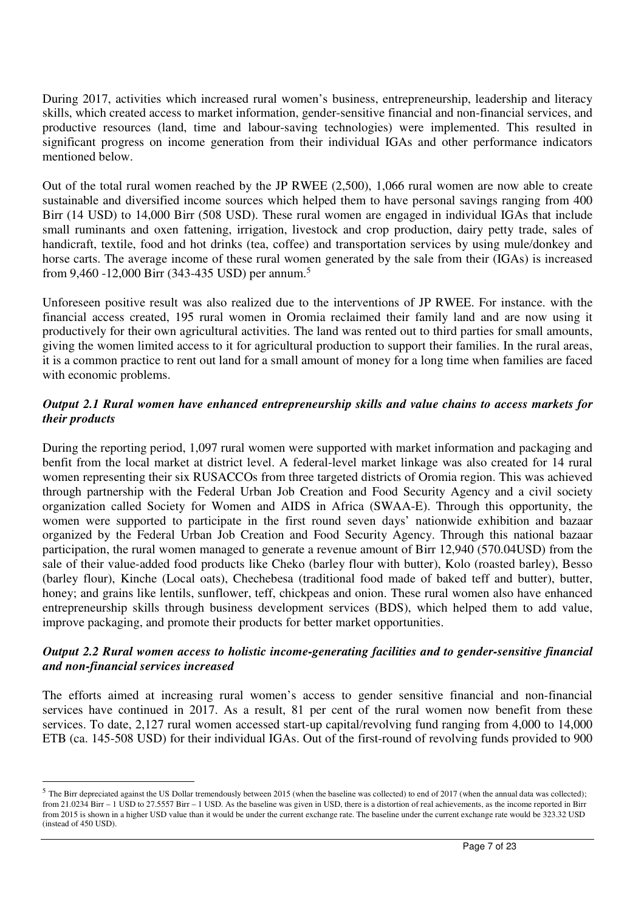During 2017, activities which increased rural women's business, entrepreneurship, leadership and literacy skills, which created access to market information, gender-sensitive financial and non-financial services, and productive resources (land, time and labour-saving technologies) were implemented. This resulted in significant progress on income generation from their individual IGAs and other performance indicators mentioned below.

Out of the total rural women reached by the JP RWEE (2,500), 1,066 rural women are now able to create sustainable and diversified income sources which helped them to have personal savings ranging from 400 Birr (14 USD) to 14,000 Birr (508 USD). These rural women are engaged in individual IGAs that include small ruminants and oxen fattening, irrigation, livestock and crop production, dairy petty trade, sales of handicraft, textile, food and hot drinks (tea, coffee) and transportation services by using mule/donkey and horse carts. The average income of these rural women generated by the sale from their (IGAs) is increased from 9,460 -12,000 Birr (343-435 USD) per annum.[5]

Unforeseen positive result was also realized due to the interventions of JP RWEE. For instance. with the financial access created, 195 rural women in Oromia reclaimed their family land and are now using it productively for their own agricultural activities. The land was rented out to third parties for small amounts, giving the women limited access to it for agricultural production to support their families. In the rural areas, it is a common practice to rent out land for a small amount of money for a long time when families are faced with economic problems.

***Output 2.1 Rural women have enhanced entrepreneurship skills and value chains to access markets for their products***

During the reporting period, 1,097 rural women were supported with market information and packaging and benfit from the local market at district level. A federal-level market linkage was also created for 14 rural women representing their six RUSACCOs from three targeted districts of Oromia region. This was achieved through partnership with the Federal Urban Job Creation and Food Security Agency and a civil society organization called Society for Women and AIDS in Africa (SWAA-E). Through this opportunity, the women were supported to participate in the first round seven days' nationwide exhibition and bazaar organized by the Federal Urban Job Creation and Food Security Agency. Through this national bazaar participation, the rural women managed to generate a revenue amount of Birr 12,940 (570.04USD) from the sale of their value-added food products like Cheko (barley flour with butter), Kolo (roasted barley), Besso (barley flour), Kinche (Local oats), Chechebesa (traditional food made of baked teff and butter), butter, honey; and grains like lentils, sunflower, teff, chickpeas and onion. These rural women also have enhanced entrepreneurship skills through business development services (BDS), which helped them to add value, improve packaging, and promote their products for better market opportunities.

***Output 2.2 Rural women access to holistic income-generating facilities and to gender-sensitive financial and non-financial services increased***

The efforts aimed at increasing rural women's access to gender sensitive financial and non-financial services have continued in 2017. As a result, 81 per cent of the rural women now benefit from these services. To date, 2,127 rural women accessed start-up capital/revolving fund ranging from 4,000 to 14,000 ETB (ca. 145-508 USD) for their individual IGAs. Out of the first-round of revolving funds provided to 900

[5] The Birr depreciated against the US Dollar tremendously between 2015 (when the baseline was collected) to end of 2017 (when the annual data was collected); from 21.0234 Birr – 1 USD to 27.5557 Birr – 1 USD. As the baseline was given in USD, there is a distortion of real achievements, as the income reported in Birr from 2015 is shown in a higher USD value than it would be under the current exchange rate. The baseline under the current exchange rate would be 323.32 USD (instead of 450 USD).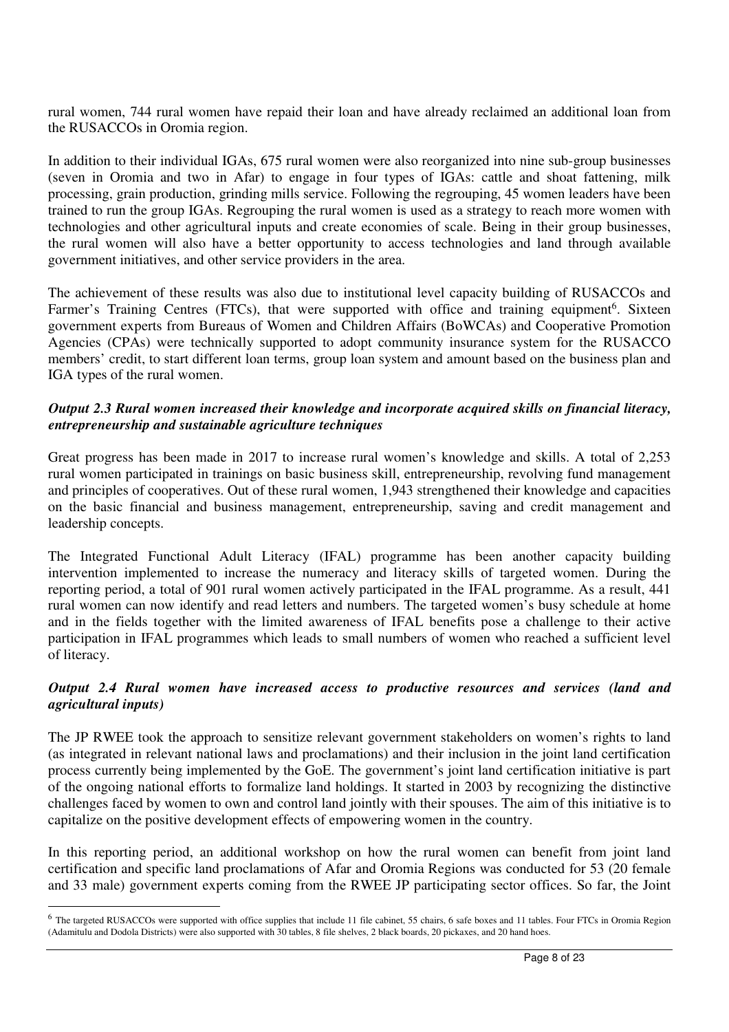rural women, 744 rural women have repaid their loan and have already reclaimed an additional loan from the RUSACCOs in Oromia region.

In addition to their individual IGAs, 675 rural women were also reorganized into nine sub-group businesses (seven in Oromia and two in Afar) to engage in four types of IGAs: cattle and shoat fattening, milk processing, grain production, grinding mills service. Following the regrouping, 45 women leaders have been trained to run the group IGAs. Regrouping the rural women is used as a strategy to reach more women with technologies and other agricultural inputs and create economies of scale. Being in their group businesses, the rural women will also have a better opportunity to access technologies and land through available government initiatives, and other service providers in the area.

The achievement of these results was also due to institutional level capacity building of RUSACCOs and Farmer's Training Centres (FTCs), that were supported with office and training equipment[6]. Sixteen government experts from Bureaus of Women and Children Affairs (BoWCAs) and Cooperative Promotion Agencies (CPAs) were technically supported to adopt community insurance system for the RUSACCO members' credit, to start different loan terms, group loan system and amount based on the business plan and IGA types of the rural women.

***Output 2.3 Rural women increased their knowledge and incorporate acquired skills on financial literacy, entrepreneurship and sustainable agriculture techniques***

Great progress has been made in 2017 to increase rural women's knowledge and skills. A total of 2,253 rural women participated in trainings on basic business skill, entrepreneurship, revolving fund management and principles of cooperatives. Out of these rural women, 1,943 strengthened their knowledge and capacities on the basic financial and business management, entrepreneurship, saving and credit management and leadership concepts.

The Integrated Functional Adult Literacy (IFAL) programme has been another capacity building intervention implemented to increase the numeracy and literacy skills of targeted women. During the reporting period, a total of 901 rural women actively participated in the IFAL programme. As a result, 441 rural women can now identify and read letters and numbers. The targeted women's busy schedule at home and in the fields together with the limited awareness of IFAL benefits pose a challenge to their active participation in IFAL programmes which leads to small numbers of women who reached a sufficient level of literacy.

***Output 2.4 Rural women have increased access to productive resources and services (land and agricultural inputs)***

The JP RWEE took the approach to sensitize relevant government stakeholders on women's rights to land (as integrated in relevant national laws and proclamations) and their inclusion in the joint land certification process currently being implemented by the GoE. The government's joint land certification initiative is part of the ongoing national efforts to formalize land holdings. It started in 2003 by recognizing the distinctive challenges faced by women to own and control land jointly with their spouses. The aim of this initiative is to capitalize on the positive development effects of empowering women in the country.

In this reporting period, an additional workshop on how the rural women can benefit from joint land certification and specific land proclamations of Afar and Oromia Regions was conducted for 53 (20 female and 33 male) government experts coming from the RWEE JP participating sector offices. So far, the Joint

---

[6] The targeted RUSACCOs were supported with office supplies that include 11 file cabinet, 55 chairs, 6 safe boxes and 11 tables. Four FTCs in Oromia Region (Adamitulu and Dodola Districts) were also supported with 30 tables, 8 file shelves, 2 black boards, 20 pickaxes, and 20 hand hoes.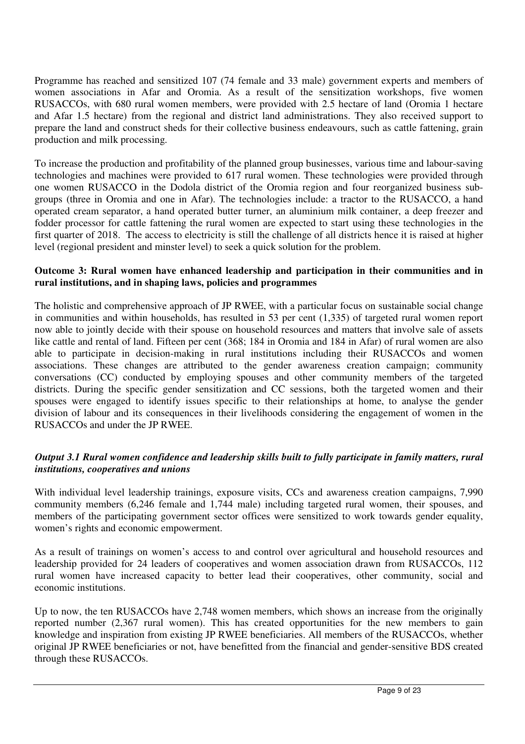Programme has reached and sensitized 107 (74 female and 33 male) government experts and members of women associations in Afar and Oromia. As a result of the sensitization workshops, five women RUSACCOs, with 680 rural women members, were provided with 2.5 hectare of land (Oromia 1 hectare and Afar 1.5 hectare) from the regional and district land administrations. They also received support to prepare the land and construct sheds for their collective business endeavours, such as cattle fattening, grain production and milk processing.

To increase the production and profitability of the planned group businesses, various time and labour-saving technologies and machines were provided to 617 rural women. These technologies were provided through one women RUSACCO in the Dodola district of the Oromia region and four reorganized business sub-groups (three in Oromia and one in Afar). The technologies include: a tractor to the RUSACCO, a hand operated cream separator, a hand operated butter turner, an aluminium milk container, a deep freezer and fodder processor for cattle fattening the rural women are expected to start using these technologies in the first quarter of 2018. The access to electricity is still the challenge of all districts hence it is raised at higher level (regional president and minster level) to seek a quick solution for the problem.

**Outcome 3: Rural women have enhanced leadership and participation in their communities and in rural institutions, and in shaping laws, policies and programmes**

The holistic and comprehensive approach of JP RWEE, with a particular focus on sustainable social change in communities and within households, has resulted in 53 per cent (1,335) of targeted rural women report now able to jointly decide with their spouse on household resources and matters that involve sale of assets like cattle and rental of land. Fifteen per cent (368; 184 in Oromia and 184 in Afar) of rural women are also able to participate in decision-making in rural institutions including their RUSACCOs and women associations. These changes are attributed to the gender awareness creation campaign; community conversations (CC) conducted by employing spouses and other community members of the targeted districts. During the specific gender sensitization and CC sessions, both the targeted women and their spouses were engaged to identify issues specific to their relationships at home, to analyse the gender division of labour and its consequences in their livelihoods considering the engagement of women in the RUSACCOs and under the JP RWEE.

***Output 3.1 Rural women confidence and leadership skills built to fully participate in family matters, rural institutions, cooperatives and unions***

With individual level leadership trainings, exposure visits, CCs and awareness creation campaigns, 7,990 community members (6,246 female and 1,744 male) including targeted rural women, their spouses, and members of the participating government sector offices were sensitized to work towards gender equality, women's rights and economic empowerment.

As a result of trainings on women's access to and control over agricultural and household resources and leadership provided for 24 leaders of cooperatives and women association drawn from RUSACCOs, 112 rural women have increased capacity to better lead their cooperatives, other community, social and economic institutions.

Up to now, the ten RUSACCOs have 2,748 women members, which shows an increase from the originally reported number (2,367 rural women). This has created opportunities for the new members to gain knowledge and inspiration from existing JP RWEE beneficiaries. All members of the RUSACCOs, whether original JP RWEE beneficiaries or not, have benefitted from the financial and gender-sensitive BDS created through these RUSACCOs.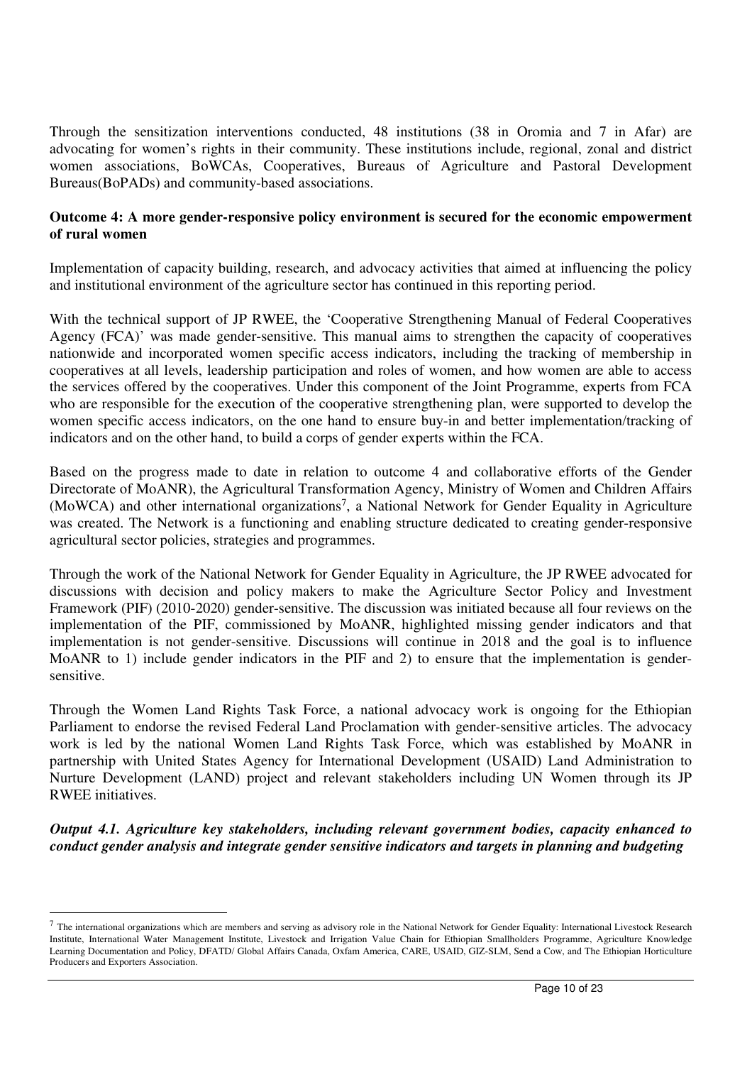Through the sensitization interventions conducted, 48 institutions (38 in Oromia and 7 in Afar) are advocating for women's rights in their community. These institutions include, regional, zonal and district women associations, BoWCAs, Cooperatives, Bureaus of Agriculture and Pastoral Development Bureaus(BoPADs) and community-based associations.

**Outcome 4: A more gender-responsive policy environment is secured for the economic empowerment of rural women**

Implementation of capacity building, research, and advocacy activities that aimed at influencing the policy and institutional environment of the agriculture sector has continued in this reporting period.

With the technical support of JP RWEE, the 'Cooperative Strengthening Manual of Federal Cooperatives Agency (FCA)' was made gender-sensitive. This manual aims to strengthen the capacity of cooperatives nationwide and incorporated women specific access indicators, including the tracking of membership in cooperatives at all levels, leadership participation and roles of women, and how women are able to access the services offered by the cooperatives. Under this component of the Joint Programme, experts from FCA who are responsible for the execution of the cooperative strengthening plan, were supported to develop the women specific access indicators, on the one hand to ensure buy-in and better implementation/tracking of indicators and on the other hand, to build a corps of gender experts within the FCA.

Based on the progress made to date in relation to outcome 4 and collaborative efforts of the Gender Directorate of MoANR), the Agricultural Transformation Agency, Ministry of Women and Children Affairs (MoWCA) and other international organizations[7], a National Network for Gender Equality in Agriculture was created. The Network is a functioning and enabling structure dedicated to creating gender-responsive agricultural sector policies, strategies and programmes.

Through the work of the National Network for Gender Equality in Agriculture, the JP RWEE advocated for discussions with decision and policy makers to make the Agriculture Sector Policy and Investment Framework (PIF) (2010-2020) gender-sensitive. The discussion was initiated because all four reviews on the implementation of the PIF, commissioned by MoANR, highlighted missing gender indicators and that implementation is not gender-sensitive. Discussions will continue in 2018 and the goal is to influence MoANR to 1) include gender indicators in the PIF and 2) to ensure that the implementation is gender-sensitive.

Through the Women Land Rights Task Force, a national advocacy work is ongoing for the Ethiopian Parliament to endorse the revised Federal Land Proclamation with gender-sensitive articles. The advocacy work is led by the national Women Land Rights Task Force, which was established by MoANR in partnership with United States Agency for International Development (USAID) Land Administration to Nurture Development (LAND) project and relevant stakeholders including UN Women through its JP RWEE initiatives.

***Output 4.1. Agriculture key stakeholders, including relevant government bodies, capacity enhanced to conduct gender analysis and integrate gender sensitive indicators and targets in planning and budgeting***

---

[7] The international organizations which are members and serving as advisory role in the National Network for Gender Equality: International Livestock Research Institute, International Water Management Institute, Livestock and Irrigation Value Chain for Ethiopian Smallholders Programme, Agriculture Knowledge Learning Documentation and Policy, DFATD/ Global Affairs Canada, Oxfam America, CARE, USAID, GIZ-SLM, Send a Cow, and The Ethiopian Horticulture Producers and Exporters Association.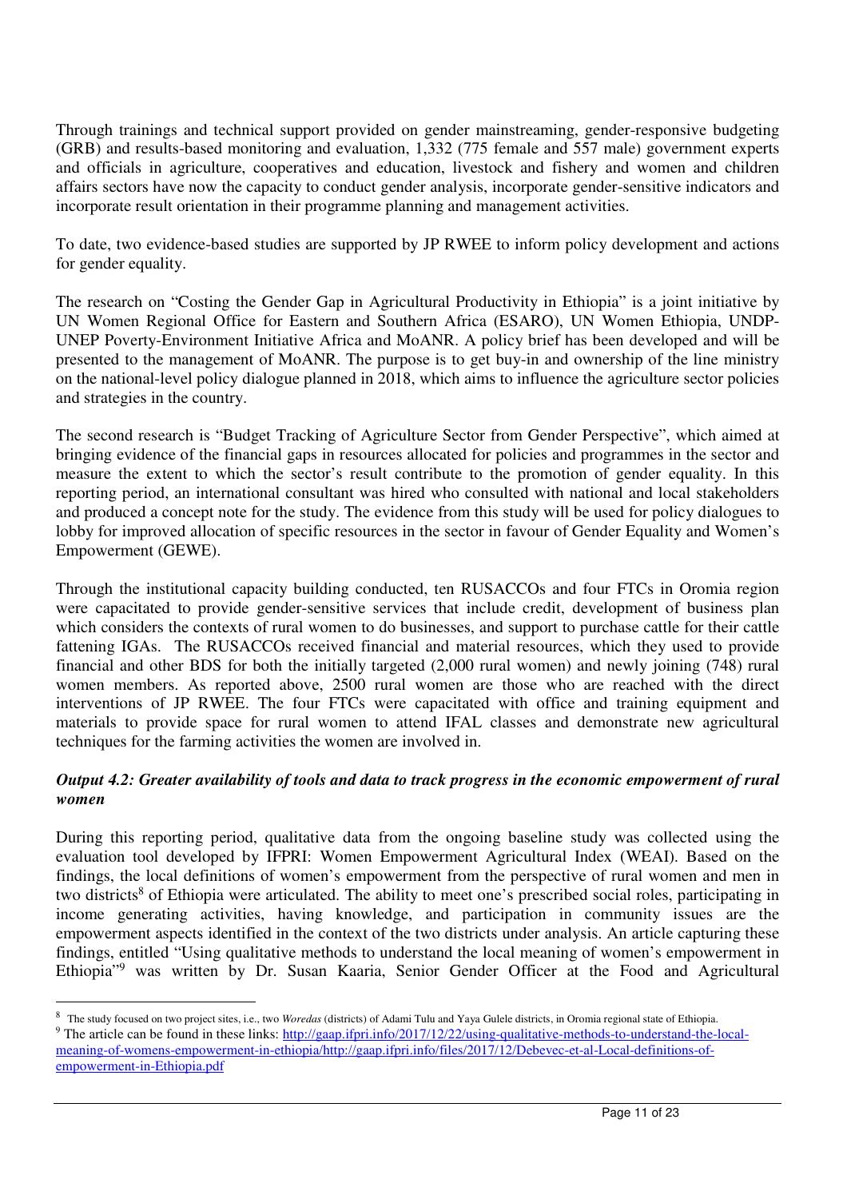Through trainings and technical support provided on gender mainstreaming, gender-responsive budgeting (GRB) and results-based monitoring and evaluation, 1,332 (775 female and 557 male) government experts and officials in agriculture, cooperatives and education, livestock and fishery and women and children affairs sectors have now the capacity to conduct gender analysis, incorporate gender-sensitive indicators and incorporate result orientation in their programme planning and management activities.

To date, two evidence-based studies are supported by JP RWEE to inform policy development and actions for gender equality.

The research on "Costing the Gender Gap in Agricultural Productivity in Ethiopia" is a joint initiative by UN Women Regional Office for Eastern and Southern Africa (ESARO), UN Women Ethiopia, UNDP-UNEP Poverty-Environment Initiative Africa and MoANR. A policy brief has been developed and will be presented to the management of MoANR. The purpose is to get buy-in and ownership of the line ministry on the national-level policy dialogue planned in 2018, which aims to influence the agriculture sector policies and strategies in the country.

The second research is "Budget Tracking of Agriculture Sector from Gender Perspective", which aimed at bringing evidence of the financial gaps in resources allocated for policies and programmes in the sector and measure the extent to which the sector's result contribute to the promotion of gender equality. In this reporting period, an international consultant was hired who consulted with national and local stakeholders and produced a concept note for the study. The evidence from this study will be used for policy dialogues to lobby for improved allocation of specific resources in the sector in favour of Gender Equality and Women's Empowerment (GEWE).

Through the institutional capacity building conducted, ten RUSACCOs and four FTCs in Oromia region were capacitated to provide gender-sensitive services that include credit, development of business plan which considers the contexts of rural women to do businesses, and support to purchase cattle for their cattle fattening IGAs. The RUSACCOs received financial and material resources, which they used to provide financial and other BDS for both the initially targeted (2,000 rural women) and newly joining (748) rural women members. As reported above, 2500 rural women are those who are reached with the direct interventions of JP RWEE. The four FTCs were capacitated with office and training equipment and materials to provide space for rural women to attend IFAL classes and demonstrate new agricultural techniques for the farming activities the women are involved in.

***Output 4.2: Greater availability of tools and data to track progress in the economic empowerment of rural women***

During this reporting period, qualitative data from the ongoing baseline study was collected using the evaluation tool developed by IFPRI: Women Empowerment Agricultural Index (WEAI). Based on the findings, the local definitions of women's empowerment from the perspective of rural women and men in two districts[8] of Ethiopia were articulated. The ability to meet one's prescribed social roles, participating in income generating activities, having knowledge, and participation in community issues are the empowerment aspects identified in the context of the two districts under analysis. An article capturing these findings, entitled "Using qualitative methods to understand the local meaning of women's empowerment in Ethiopia"[9] was written by Dr. Susan Kaaria, Senior Gender Officer at the Food and Agricultural

---

[8] The study focused on two project sites, i.e., two *Woredas* (districts) of Adami Tulu and Yaya Gulele districts, in Oromia regional state of Ethiopia.

[9] The article can be found in these links: http://gaap.ifpri.info/2017/12/22/using-qualitative-methods-to-understand-the-local-meaning-of-womens-empowerment-in-ethiopia/http://gaap.ifpri.info/files/2017/12/Debevec-et-al-Local-definitions-of-empowerment-in-Ethiopia.pdf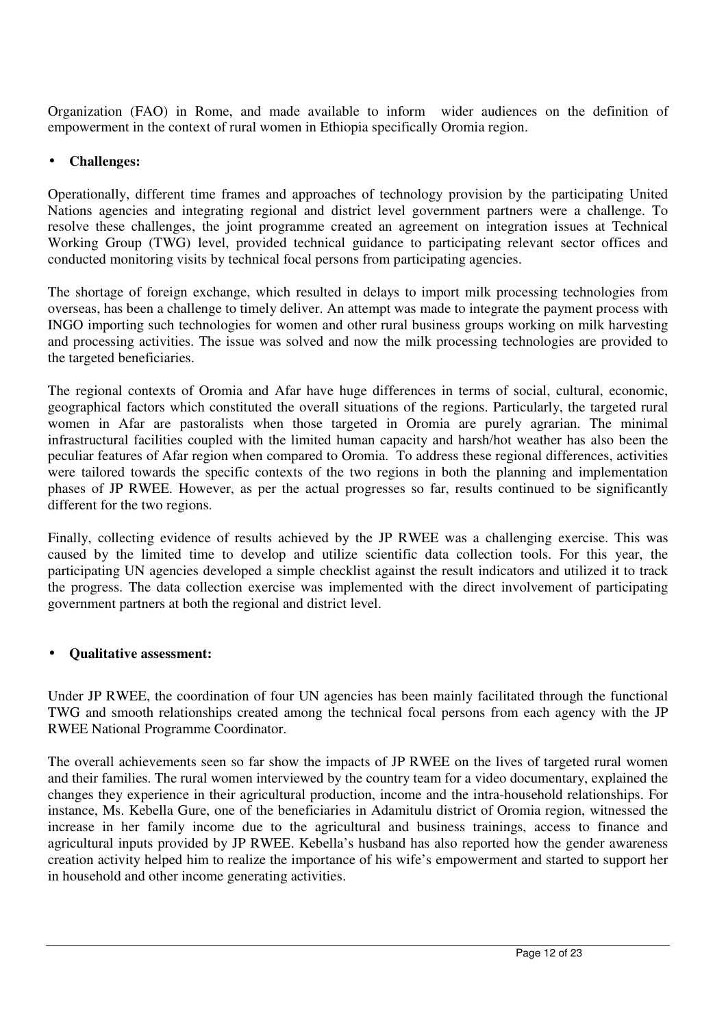Organization (FAO) in Rome, and made available to inform wider audiences on the definition of empowerment in the context of rural women in Ethiopia specifically Oromia region.

- **Challenges:**

Operationally, different time frames and approaches of technology provision by the participating United Nations agencies and integrating regional and district level government partners were a challenge. To resolve these challenges, the joint programme created an agreement on integration issues at Technical Working Group (TWG) level, provided technical guidance to participating relevant sector offices and conducted monitoring visits by technical focal persons from participating agencies.

The shortage of foreign exchange, which resulted in delays to import milk processing technologies from overseas, has been a challenge to timely deliver. An attempt was made to integrate the payment process with INGO importing such technologies for women and other rural business groups working on milk harvesting and processing activities. The issue was solved and now the milk processing technologies are provided to the targeted beneficiaries.

The regional contexts of Oromia and Afar have huge differences in terms of social, cultural, economic, geographical factors which constituted the overall situations of the regions. Particularly, the targeted rural women in Afar are pastoralists when those targeted in Oromia are purely agrarian. The minimal infrastructural facilities coupled with the limited human capacity and harsh/hot weather has also been the peculiar features of Afar region when compared to Oromia. To address these regional differences, activities were tailored towards the specific contexts of the two regions in both the planning and implementation phases of JP RWEE. However, as per the actual progresses so far, results continued to be significantly different for the two regions.

Finally, collecting evidence of results achieved by the JP RWEE was a challenging exercise. This was caused by the limited time to develop and utilize scientific data collection tools. For this year, the participating UN agencies developed a simple checklist against the result indicators and utilized it to track the progress. The data collection exercise was implemented with the direct involvement of participating government partners at both the regional and district level.

- **Qualitative assessment:**

Under JP RWEE, the coordination of four UN agencies has been mainly facilitated through the functional TWG and smooth relationships created among the technical focal persons from each agency with the JP RWEE National Programme Coordinator.

The overall achievements seen so far show the impacts of JP RWEE on the lives of targeted rural women and their families. The rural women interviewed by the country team for a video documentary, explained the changes they experience in their agricultural production, income and the intra-household relationships. For instance, Ms. Kebella Gure, one of the beneficiaries in Adamitulu district of Oromia region, witnessed the increase in her family income due to the agricultural and business trainings, access to finance and agricultural inputs provided by JP RWEE. Kebella's husband has also reported how the gender awareness creation activity helped him to realize the importance of his wife's empowerment and started to support her in household and other income generating activities.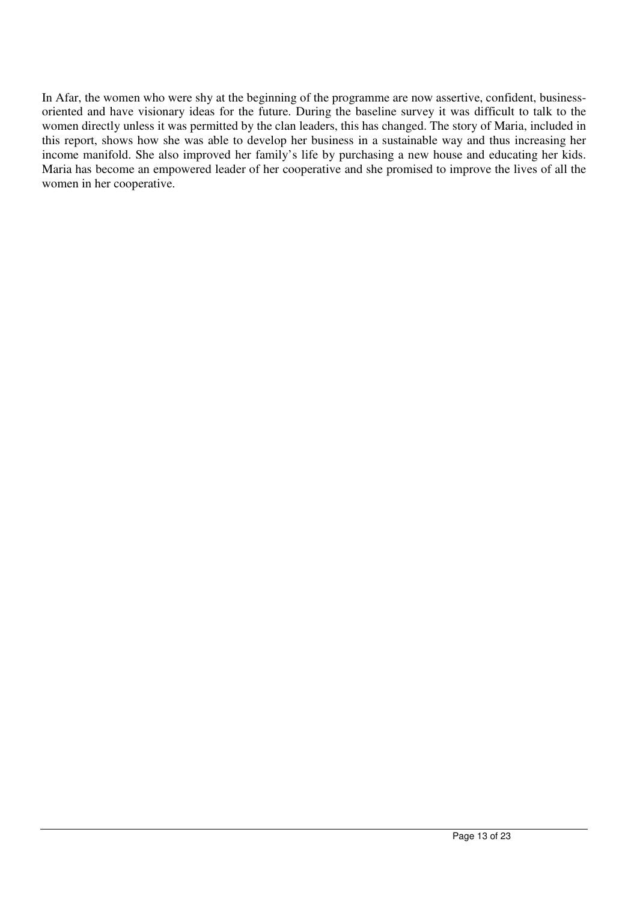In Afar, the women who were shy at the beginning of the programme are now assertive, confident, business-oriented and have visionary ideas for the future. During the baseline survey it was difficult to talk to the women directly unless it was permitted by the clan leaders, this has changed. The story of Maria, included in this report, shows how she was able to develop her business in a sustainable way and thus increasing her income manifold. She also improved her family's life by purchasing a new house and educating her kids. Maria has become an empowered leader of her cooperative and she promised to improve the lives of all the women in her cooperative.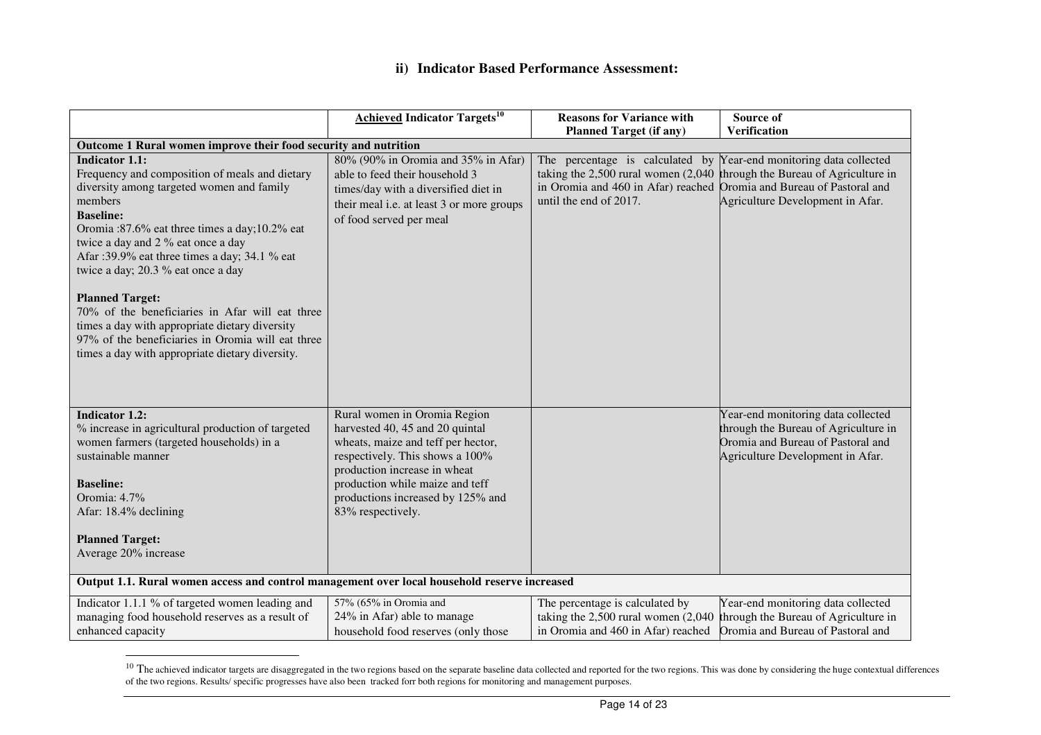### ii) Indicator Based Performance Assessment:

| | **Achieved Indicator Targets**[10] | **Reasons for Variance with Planned Target (if any)** | **Source of Verification** |
|---|---|---|---|
| **Outcome 1 Rural women improve their food security and nutrition** | | | |
| **Indicator 1.1:**<br>Frequency and composition of meals and dietary diversity among targeted women and family members<br>**Baseline:**<br>Oromia :87.6% eat three times a day;10.2% eat twice a day and 2 % eat once a day<br>Afar :39.9% eat three times a day; 34.1 % eat twice a day; 20.3 % eat once a day<br><br>**Planned Target:**<br>70% of the beneficiaries in Afar will eat three times a day with appropriate dietary diversity<br>97% of the beneficiaries in Oromia will eat three times a day with appropriate dietary diversity. | 80% (90% in Oromia and 35% in Afar) able to feed their household 3 times/day with a diversified diet in their meal i.e. at least 3 or more groups of food served per meal | The percentage is calculated by taking the 2,500 rural women (2,040 in Oromia and 460 in Afar) reached until the end of 2017. | Year-end monitoring data collected through the Bureau of Agriculture in Oromia and Bureau of Pastoral and Agriculture Development in Afar. |
| **Indicator 1.2:**<br>% increase in agricultural production of targeted women farmers (targeted households) in a sustainable manner<br><br>**Baseline:**<br>Oromia: 4.7%<br>Afar: 18.4% declining<br><br>**Planned Target:**<br>Average 20% increase | Rural women in Oromia Region harvested 40, 45 and 20 quintal wheats, maize and teff per hector, respectively. This shows a 100% production increase in wheat production while maize and teff productions increased by 125% and 83% respectively. | | Year-end monitoring data collected through the Bureau of Agriculture in Oromia and Bureau of Pastoral and Agriculture Development in Afar. |
| **Output 1.1. Rural women access and control management over local household reserve increased** | | | |
| Indicator 1.1.1 % of targeted women leading and managing food household reserves as a result of enhanced capacity | 57% (65% in Oromia and 24% in Afar) able to manage household food reserves (only those | The percentage is calculated by taking the 2,500 rural women (2,040 in Oromia and 460 in Afar) reached | Year-end monitoring data collected through the Bureau of Agriculture in Oromia and Bureau of Pastoral and |

[10] The achieved indicator targets are disaggregated in the two regions based on the separate baseline data collected and reported for the two regions. This was done by considering the huge contextual differences of the two regions. Results/ specific progresses have also been tracked forr both regions for monitoring and management purposes.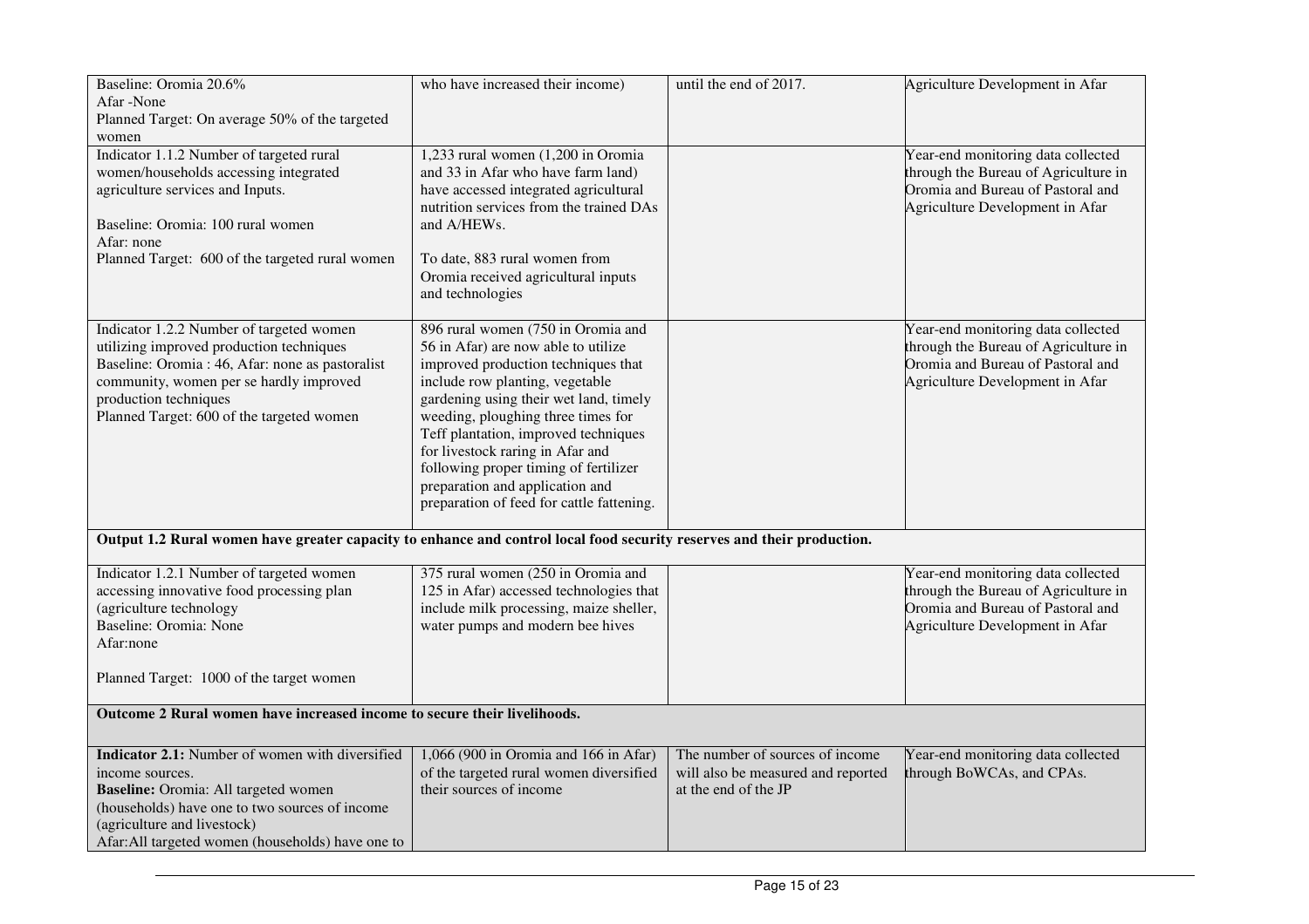| | | | |
|---|---|---|---|
| Baseline: Oromia 20.6%<br>Afar -None<br>Planned Target: On average 50% of the targeted women | who have increased their income) | until the end of 2017. | Agriculture Development in Afar |
| Indicator 1.1.2 Number of targeted rural women/households accessing integrated agriculture services and Inputs.<br><br>Baseline: Oromia: 100 rural women<br>Afar: none<br>Planned Target: 600 of the targeted rural women | 1,233 rural women (1,200 in Oromia and 33 in Afar who have farm land) have accessed integrated agricultural nutrition services from the trained DAs and A/HEWs.<br><br>To date, 883 rural women from Oromia received agricultural inputs and technologies | | Year-end monitoring data collected through the Bureau of Agriculture in Oromia and Bureau of Pastoral and Agriculture Development in Afar |
| Indicator 1.2.2 Number of targeted women utilizing improved production techniques<br>Baseline: Oromia : 46, Afar: none as pastoralist community, women per se hardly improved production techniques<br>Planned Target: 600 of the targeted women | 896 rural women (750 in Oromia and 56 in Afar) are now able to utilize improved production techniques that include row planting, vegetable gardening using their wet land, timely weeding, ploughing three times for Teff plantation, improved techniques for livestock raring in Afar and following proper timing of fertilizer preparation and application and preparation of feed for cattle fattening. | | Year-end monitoring data collected through the Bureau of Agriculture in Oromia and Bureau of Pastoral and Agriculture Development in Afar |
| **Output 1.2 Rural women have greater capacity to enhance and control local food security reserves and their production.** | | | |
| Indicator 1.2.1 Number of targeted women accessing innovative food processing plan (agriculture technology<br>Baseline: Oromia: None<br>Afar:none<br><br>Planned Target: 1000 of the target women | 375 rural women (250 in Oromia and 125 in Afar) accessed technologies that include milk processing, maize sheller, water pumps and modern bee hives | | Year-end monitoring data collected through the Bureau of Agriculture in Oromia and Bureau of Pastoral and Agriculture Development in Afar |
| **Outcome 2 Rural women have increased income to secure their livelihoods.** | | | |
| **Indicator 2.1:** Number of women with diversified income sources.<br>**Baseline:** Oromia: All targeted women (households) have one to two sources of income (agriculture and livestock)<br>Afar:All targeted women (households) have one to | 1,066 (900 in Oromia and 166 in Afar) of the targeted rural women diversified their sources of income | The number of sources of income will also be measured and reported at the end of the JP | Year-end monitoring data collected through BoWCAs, and CPAs. |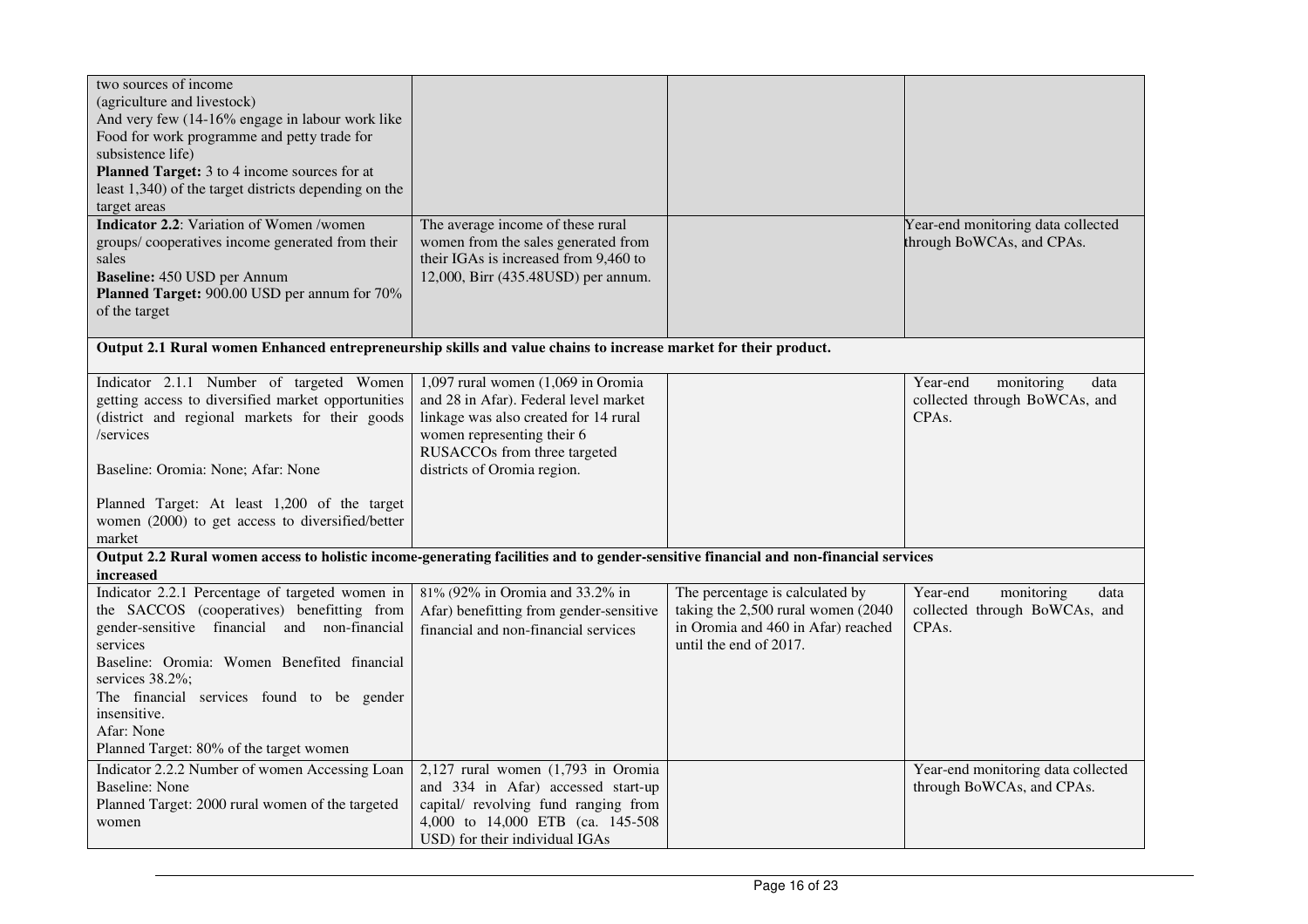| | | | |
|---|---|---|---|
| two sources of income<br>(agriculture and livestock)<br>And very few (14-16% engage in labour work like Food for work programme and petty trade for subsistence life)<br>**Planned Target:** 3 to 4 income sources for at least 1,340) of the target districts depending on the target areas | | | |
| **Indicator 2.2**: Variation of Women /women groups/ cooperatives income generated from their sales<br>**Baseline:** 450 USD per Annum<br>**Planned Target:** 900.00 USD per annum for 70% of the target | The average income of these rural women from the sales generated from their IGAs is increased from 9,460 to 12,000, Birr (435.48USD) per annum. | | Year-end monitoring data collected through BoWCAs, and CPAs. |
| **Output 2.1 Rural women Enhanced entrepreneurship skills and value chains to increase market for their product.** | | | |
| Indicator 2.1.1 Number of targeted Women getting access to diversified market opportunities (district and regional markets for their goods /services<br><br>Baseline: Oromia: None; Afar: None<br><br>Planned Target: At least 1,200 of the target women (2000) to get access to diversified/better market | 1,097 rural women (1,069 in Oromia and 28 in Afar). Federal level market linkage was also created for 14 rural women representing their 6 RUSACCOs from three targeted districts of Oromia region. | | Year-end monitoring data collected through BoWCAs, and CPAs. |
| **Output 2.2 Rural women access to holistic income-generating facilities and to gender-sensitive financial and non-financial services increased** | | | |
| Indicator 2.2.1 Percentage of targeted women in the SACCOS (cooperatives) benefitting from gender-sensitive financial and non-financial services<br>Baseline: Oromia: Women Benefited financial services 38.2%;<br>The financial services found to be gender insensitive.<br>Afar: None<br>Planned Target: 80% of the target women | 81% (92% in Oromia and 33.2% in Afar) benefitting from gender-sensitive financial and non-financial services | The percentage is calculated by taking the 2,500 rural women (2040 in Oromia and 460 in Afar) reached until the end of 2017. | Year-end monitoring data collected through BoWCAs, and CPAs. |
| Indicator 2.2.2 Number of women Accessing Loan<br>Baseline: None<br>Planned Target: 2000 rural women of the targeted women | 2,127 rural women (1,793 in Oromia and 334 in Afar) accessed start-up capital/ revolving fund ranging from 4,000 to 14,000 ETB (ca. 145-508 USD) for their individual IGAs | | Year-end monitoring data collected through BoWCAs, and CPAs. |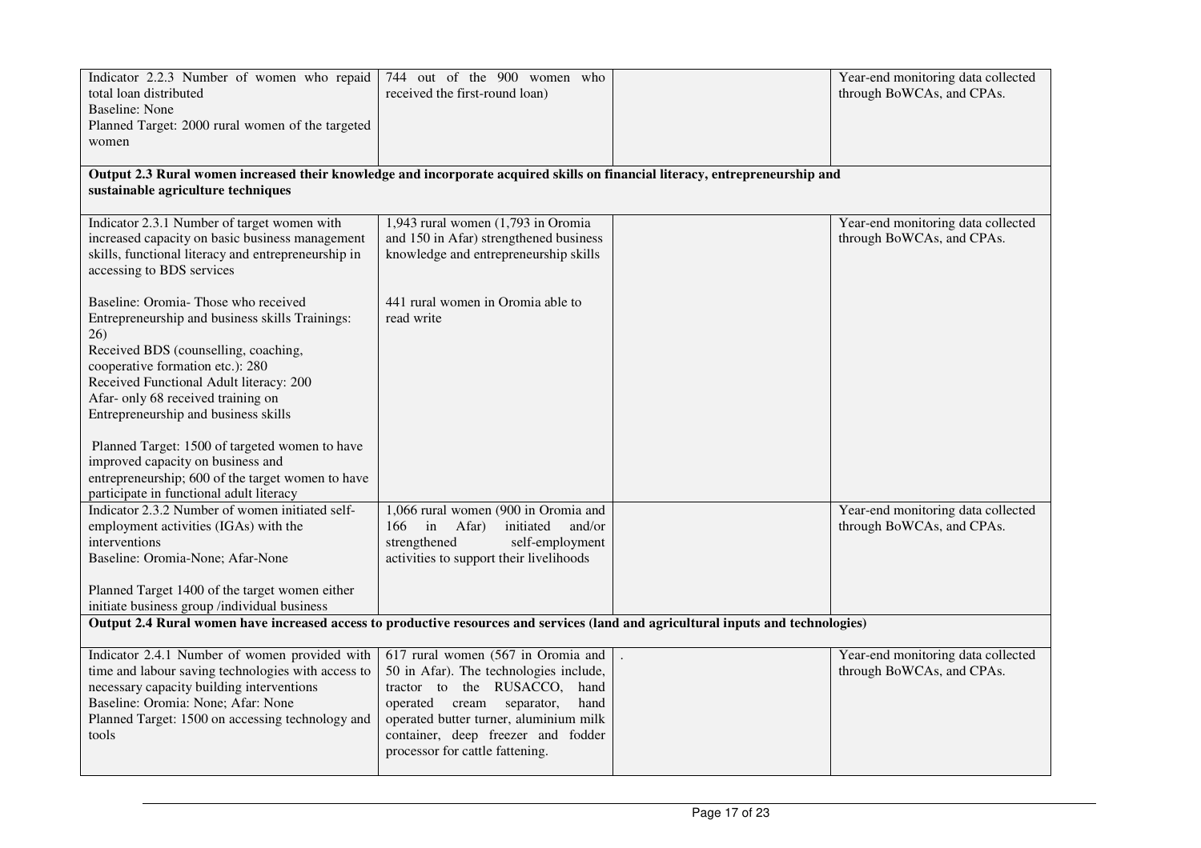| | | | |
|---|---|---|---|
| Indicator 2.2.3 Number of women who repaid total loan distributed<br>Baseline: None<br>Planned Target: 2000 rural women of the targeted women | 744 out of the 900 women who received the first-round loan) | | Year-end monitoring data collected through BoWCAs, and CPAs. |
| **Output 2.3 Rural women increased their knowledge and incorporate acquired skills on financial literacy, entrepreneurship and sustainable agriculture techniques** | | | |
| Indicator 2.3.1 Number of target women with increased capacity on basic business management skills, functional literacy and entrepreneurship in accessing to BDS services<br><br>Baseline: Oromia- Those who received Entrepreneurship and business skills Trainings: 26)<br>Received BDS (counselling, coaching, cooperative formation etc.): 280<br>Received Functional Adult literacy: 200<br>Afar- only 68 received training on Entrepreneurship and business skills<br><br>Planned Target: 1500 of targeted women to have improved capacity on business and entrepreneurship; 600 of the target women to have participate in functional adult literacy | 1,943 rural women (1,793 in Oromia and 150 in Afar) strengthened business knowledge and entrepreneurship skills<br><br>441 rural women in Oromia able to read write | | Year-end monitoring data collected through BoWCAs, and CPAs. |
| Indicator 2.3.2 Number of women initiated self-employment activities (IGAs) with the interventions<br>Baseline: Oromia-None; Afar-None<br><br>Planned Target 1400 of the target women either initiate business group /individual business | 1,066 rural women (900 in Oromia and 166 in Afar) initiated and/or strengthened self-employment activities to support their livelihoods | | Year-end monitoring data collected through BoWCAs, and CPAs. |
| **Output 2.4 Rural women have increased access to productive resources and services (land and agricultural inputs and technologies)** | | | |
| Indicator 2.4.1 Number of women provided with time and labour saving technologies with access to necessary capacity building interventions<br>Baseline: Oromia: None; Afar: None<br>Planned Target: 1500 on accessing technology and tools | 617 rural women (567 in Oromia and 50 in Afar). The technologies include, tractor to the RUSACCO, hand operated cream separator, hand operated butter turner, aluminium milk container, deep freezer and fodder processor for cattle fattening. | . | Year-end monitoring data collected through BoWCAs, and CPAs. |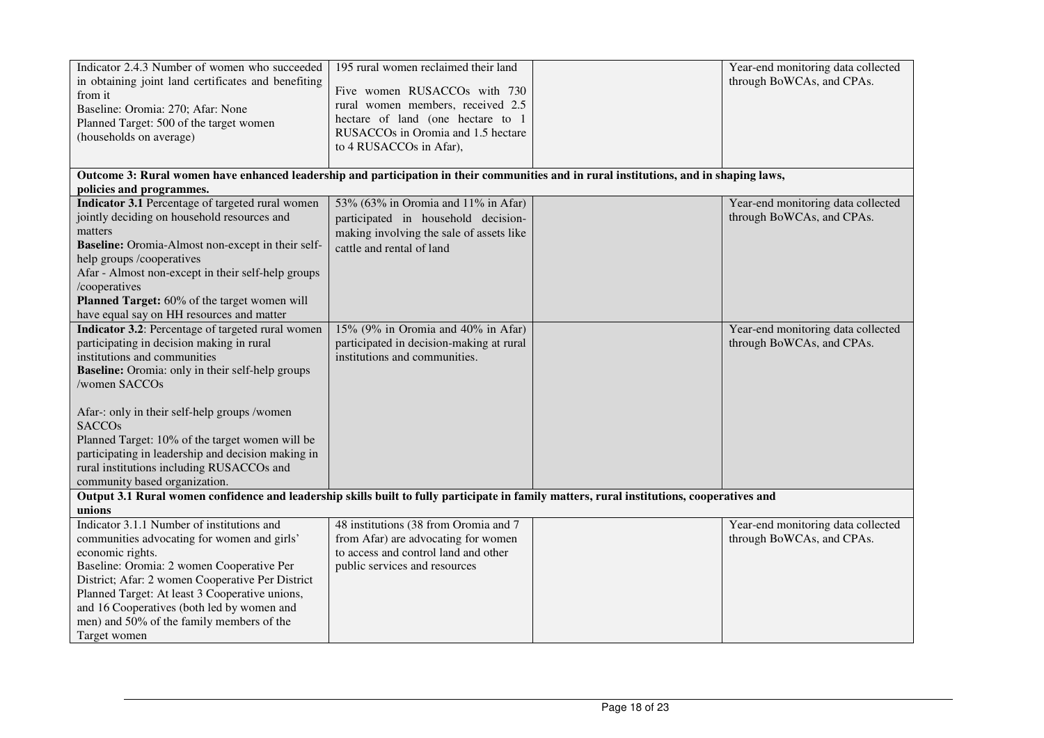| | | | |
|---|---|---|---|
| Indicator 2.4.3 Number of women who succeeded in obtaining joint land certificates and benefiting from it<br>Baseline: Oromia: 270; Afar: None<br>Planned Target: 500 of the target women (households on average) | 195 rural women reclaimed their land<br><br>Five women RUSACCOs with 730 rural women members, received 2.5 hectare of land (one hectare to 1 RUSACCOs in Oromia and 1.5 hectare to 4 RUSACCOs in Afar), | | Year-end monitoring data collected through BoWCAs, and CPAs. |
| **Outcome 3: Rural women have enhanced leadership and participation in their communities and in rural institutions, and in shaping laws, policies and programmes.** | | | |
| **Indicator 3.1** Percentage of targeted rural women jointly deciding on household resources and matters<br>**Baseline:** Oromia-Almost non-except in their self-help groups /cooperatives<br>Afar - Almost non-except in their self-help groups /cooperatives<br>**Planned Target:** 60% of the target women will have equal say on HH resources and matter | 53% (63% in Oromia and 11% in Afar) participated in household decision-making involving the sale of assets like cattle and rental of land | | Year-end monitoring data collected through BoWCAs, and CPAs. |
| **Indicator 3.2**: Percentage of targeted rural women participating in decision making in rural institutions and communities<br>**Baseline:** Oromia: only in their self-help groups /women SACCOs<br><br>Afar-: only in their self-help groups /women SACCOs<br>Planned Target: 10% of the target women will be participating in leadership and decision making in rural institutions including RUSACCOs and community based organization. | 15% (9% in Oromia and 40% in Afar) participated in decision-making at rural institutions and communities. | | Year-end monitoring data collected through BoWCAs, and CPAs. |
| **Output 3.1 Rural women confidence and leadership skills built to fully participate in family matters, rural institutions, cooperatives and unions** | | | |
| Indicator 3.1.1 Number of institutions and communities advocating for women and girls' economic rights.<br>Baseline: Oromia: 2 women Cooperative Per District; Afar: 2 women Cooperative Per District<br>Planned Target: At least 3 Cooperative unions, and 16 Cooperatives (both led by women and men) and 50% of the family members of the Target women | 48 institutions (38 from Oromia and 7 from Afar) are advocating for women to access and control land and other public services and resources | | Year-end monitoring data collected through BoWCAs, and CPAs. |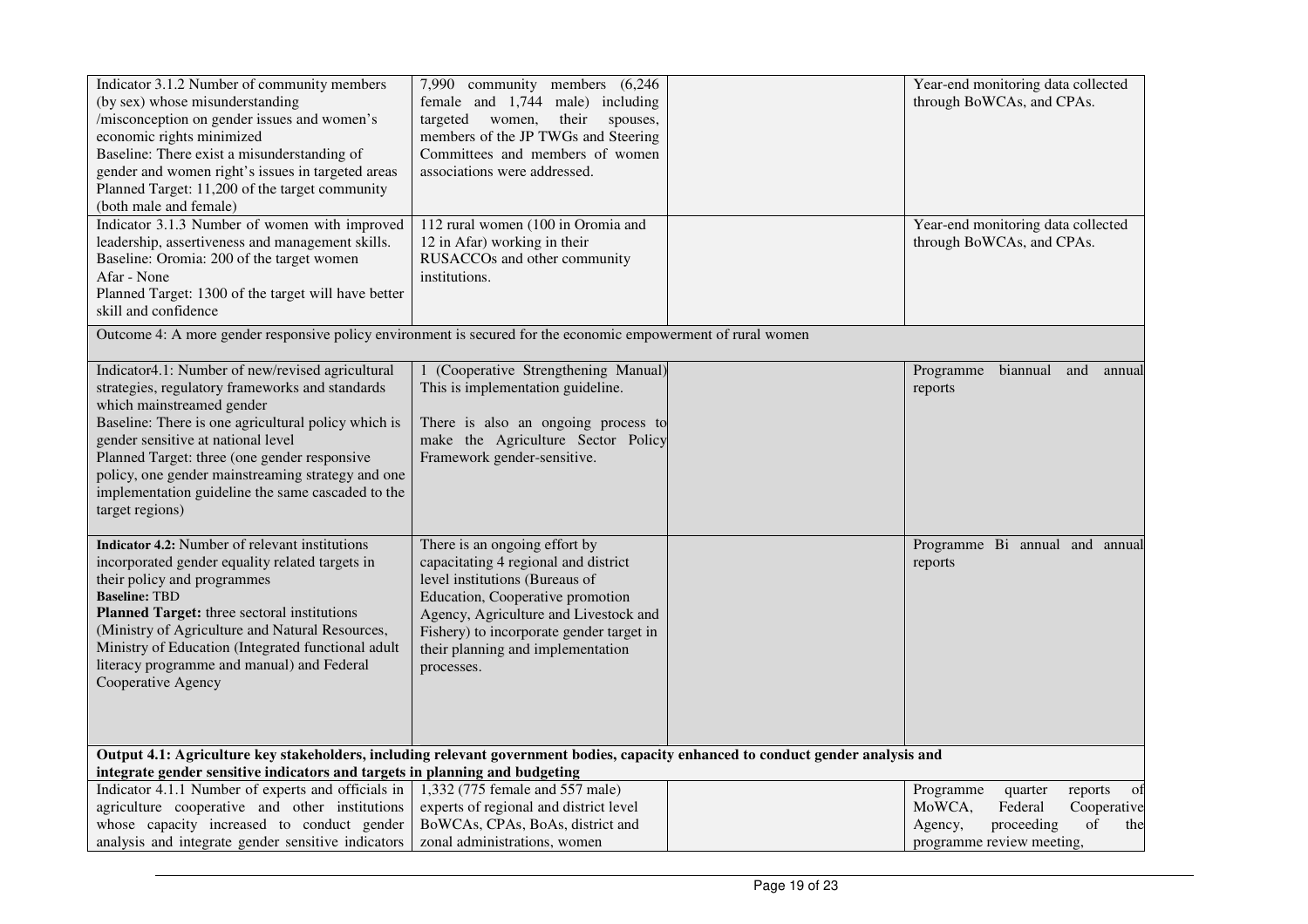| | | | |
|---|---|---|---|
| Indicator 3.1.2 Number of community members (by sex) whose misunderstanding /misconception on gender issues and women's economic rights minimized<br>Baseline: There exist a misunderstanding of gender and women right's issues in targeted areas<br>Planned Target: 11,200 of the target community (both male and female) | 7,990 community members (6,246 female and 1,744 male) including targeted women, their spouses, members of the JP TWGs and Steering Committees and members of women associations were addressed. | | Year-end monitoring data collected through BoWCAs, and CPAs. |
| Indicator 3.1.3 Number of women with improved leadership, assertiveness and management skills.<br>Baseline: Oromia: 200 of the target women<br>Afar - None<br>Planned Target: 1300 of the target will have better skill and confidence | 112 rural women (100 in Oromia and 12 in Afar) working in their RUSACCOs and other community institutions. | | Year-end monitoring data collected through BoWCAs, and CPAs. |
| Outcome 4: A more gender responsive policy environment is secured for the economic empowerment of rural women | | | |
| Indicator4.1: Number of new/revised agricultural strategies, regulatory frameworks and standards which mainstreamed gender<br>Baseline: There is one agricultural policy which is gender sensitive at national level<br>Planned Target: three (one gender responsive policy, one gender mainstreaming strategy and one implementation guideline the same cascaded to the target regions) | 1 (Cooperative Strengthening Manual) This is implementation guideline.<br><br>There is also an ongoing process to make the Agriculture Sector Policy Framework gender-sensitive. | | Programme biannual and annual reports |
| **Indicator 4.2:** Number of relevant institutions incorporated gender equality related targets in their policy and programmes<br>**Baseline:** TBD<br>**Planned Target:** three sectoral institutions (Ministry of Agriculture and Natural Resources, Ministry of Education (Integrated functional adult literacy programme and manual) and Federal Cooperative Agency | There is an ongoing effort by capacitating 4 regional and district level institutions (Bureaus of Education, Cooperative promotion Agency, Agriculture and Livestock and Fishery) to incorporate gender target in their planning and implementation processes. | | Programme Bi annual and annual reports |
| **Output 4.1: Agriculture key stakeholders, including relevant government bodies, capacity enhanced to conduct gender analysis and integrate gender sensitive indicators and targets in planning and budgeting** | | | |
| Indicator 4.1.1 Number of experts and officials in agriculture cooperative and other institutions whose capacity increased to conduct gender analysis and integrate gender sensitive indicators | 1,332 (775 female and 557 male) experts of regional and district level BoWCAs, CPAs, BoAs, district and zonal administrations, women | | Programme quarter reports of MoWCA, Federal Cooperative Agency, proceeding of the programme review meeting, |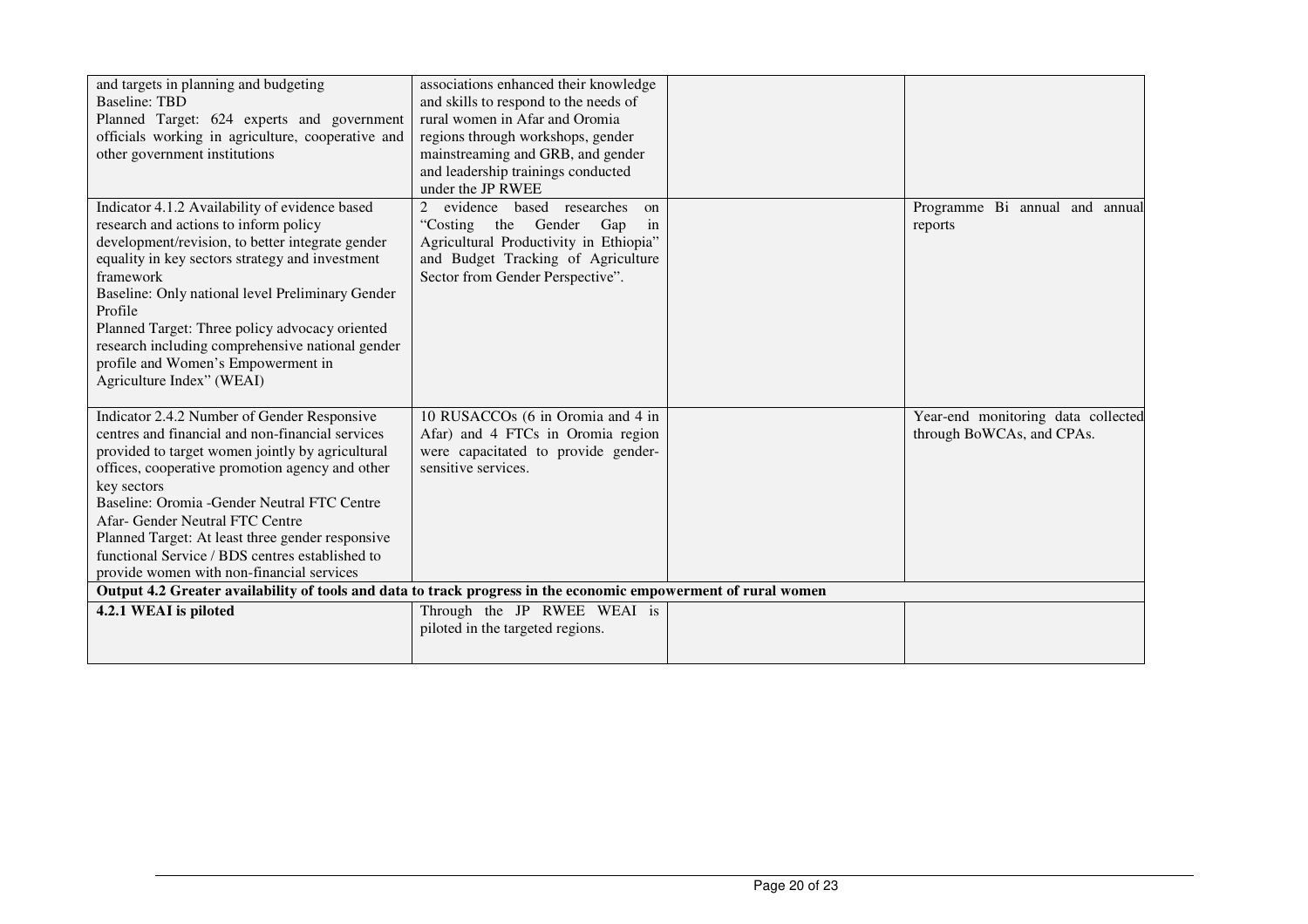| | | | |
|---|---|---|---|
| and targets in planning and budgeting<br>Baseline: TBD<br>Planned Target: 624 experts and government officials working in agriculture, cooperative and other government institutions | associations enhanced their knowledge and skills to respond to the needs of rural women in Afar and Oromia regions through workshops, gender mainstreaming and GRB, and gender and leadership trainings conducted under the JP RWEE | | |
| Indicator 4.1.2 Availability of evidence based research and actions to inform policy development/revision, to better integrate gender equality in key sectors strategy and investment framework<br>Baseline: Only national level Preliminary Gender Profile<br>Planned Target: Three policy advocacy oriented research including comprehensive national gender profile and Women's Empowerment in Agriculture Index" (WEAI) | 2 evidence based researches on "Costing the Gender Gap in Agricultural Productivity in Ethiopia" and Budget Tracking of Agriculture Sector from Gender Perspective". | | Programme Bi annual and annual reports |
| Indicator 2.4.2 Number of Gender Responsive centres and financial and non-financial services provided to target women jointly by agricultural offices, cooperative promotion agency and other key sectors<br>Baseline: Oromia -Gender Neutral FTC Centre<br>Afar- Gender Neutral FTC Centre<br>Planned Target: At least three gender responsive functional Service / BDS centres established to provide women with non-financial services | 10 RUSACCOs (6 in Oromia and 4 in Afar) and 4 FTCs in Oromia region were capacitated to provide gender-sensitive services. | | Year-end monitoring data collected through BoWCAs, and CPAs. |
| **Output 4.2 Greater availability of tools and data to track progress in the economic empowerment of rural women** | | | |
| **4.2.1 WEAI is piloted** | Through the JP RWEE WEAI is piloted in the targeted regions. | | |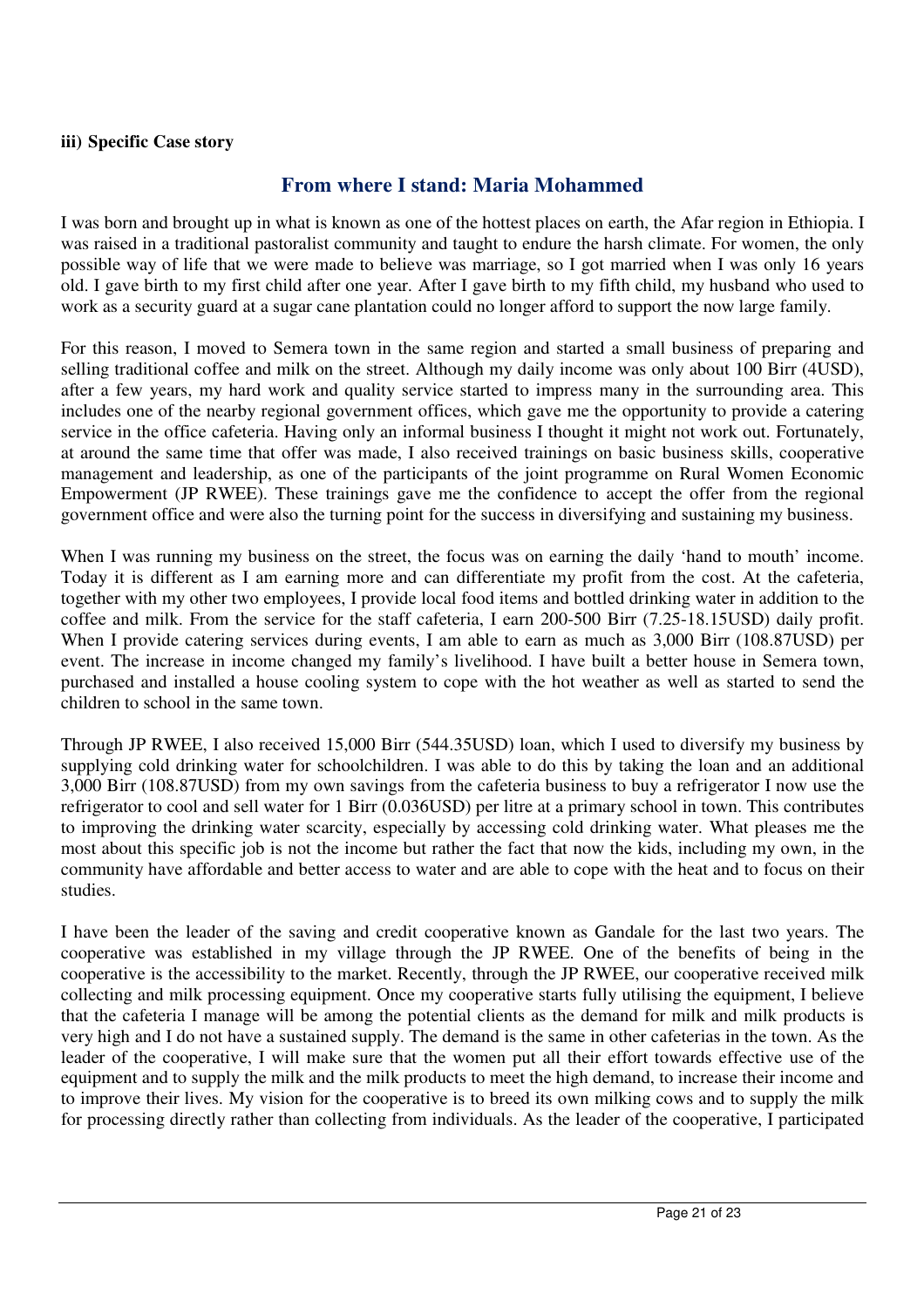**iii) Specific Case story**

## From where I stand: Maria Mohammed

I was born and brought up in what is known as one of the hottest places on earth, the Afar region in Ethiopia. I was raised in a traditional pastoralist community and taught to endure the harsh climate. For women, the only possible way of life that we were made to believe was marriage, so I got married when I was only 16 years old. I gave birth to my first child after one year. After I gave birth to my fifth child, my husband who used to work as a security guard at a sugar cane plantation could no longer afford to support the now large family.

For this reason, I moved to Semera town in the same region and started a small business of preparing and selling traditional coffee and milk on the street. Although my daily income was only about 100 Birr (4USD), after a few years, my hard work and quality service started to impress many in the surrounding area. This includes one of the nearby regional government offices, which gave me the opportunity to provide a catering service in the office cafeteria. Having only an informal business I thought it might not work out. Fortunately, at around the same time that offer was made, I also received trainings on basic business skills, cooperative management and leadership, as one of the participants of the joint programme on Rural Women Economic Empowerment (JP RWEE). These trainings gave me the confidence to accept the offer from the regional government office and were also the turning point for the success in diversifying and sustaining my business.

When I was running my business on the street, the focus was on earning the daily 'hand to mouth' income. Today it is different as I am earning more and can differentiate my profit from the cost. At the cafeteria, together with my other two employees, I provide local food items and bottled drinking water in addition to the coffee and milk. From the service for the staff cafeteria, I earn 200-500 Birr (7.25-18.15USD) daily profit. When I provide catering services during events, I am able to earn as much as 3,000 Birr (108.87USD) per event. The increase in income changed my family's livelihood. I have built a better house in Semera town, purchased and installed a house cooling system to cope with the hot weather as well as started to send the children to school in the same town.

Through JP RWEE, I also received 15,000 Birr (544.35USD) loan, which I used to diversify my business by supplying cold drinking water for schoolchildren. I was able to do this by taking the loan and an additional 3,000 Birr (108.87USD) from my own savings from the cafeteria business to buy a refrigerator I now use the refrigerator to cool and sell water for 1 Birr (0.036USD) per litre at a primary school in town. This contributes to improving the drinking water scarcity, especially by accessing cold drinking water. What pleases me the most about this specific job is not the income but rather the fact that now the kids, including my own, in the community have affordable and better access to water and are able to cope with the heat and to focus on their studies.

I have been the leader of the saving and credit cooperative known as Gandale for the last two years. The cooperative was established in my village through the JP RWEE. One of the benefits of being in the cooperative is the accessibility to the market. Recently, through the JP RWEE, our cooperative received milk collecting and milk processing equipment. Once my cooperative starts fully utilising the equipment, I believe that the cafeteria I manage will be among the potential clients as the demand for milk and milk products is very high and I do not have a sustained supply. The demand is the same in other cafeterias in the town. As the leader of the cooperative, I will make sure that the women put all their effort towards effective use of the equipment and to supply the milk and the milk products to meet the high demand, to increase their income and to improve their lives. My vision for the cooperative is to breed its own milking cows and to supply the milk for processing directly rather than collecting from individuals. As the leader of the cooperative, I participated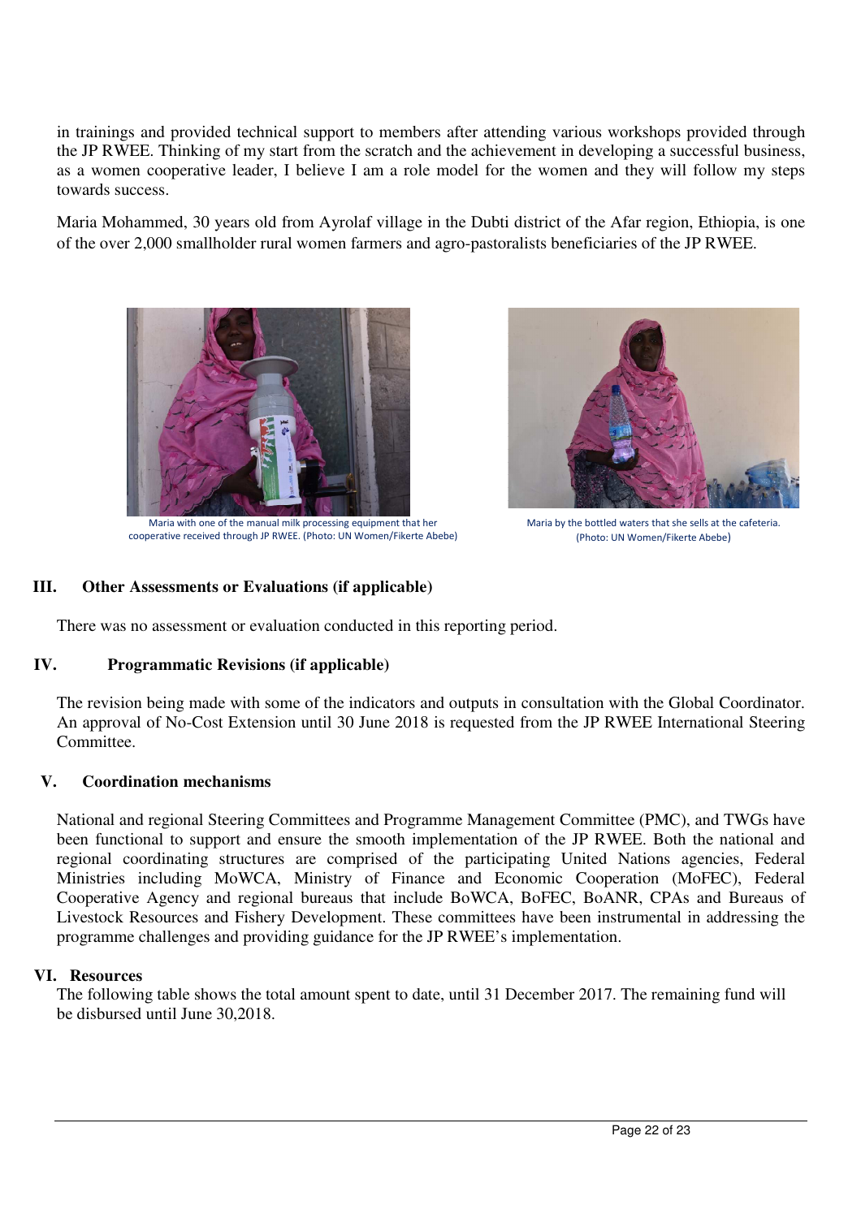in trainings and provided technical support to members after attending various workshops provided through the JP RWEE. Thinking of my start from the scratch and the achievement in developing a successful business, as a women cooperative leader, I believe I am a role model for the women and they will follow my steps towards success.

Maria Mohammed, 30 years old from Ayrolaf village in the Dubti district of the Afar region, Ethiopia, is one of the over 2,000 smallholder rural women farmers and agro-pastoralists beneficiaries of the JP RWEE.

Maria with one of the manual milk processing equipment that her cooperative received through JP RWEE. (Photo: UN Women/Fikerte Abebe)

Maria by the bottled waters that she sells at the cafeteria. (Photo: UN Women/Fikerte Abebe)

## III. Other Assessments or Evaluations (if applicable)

There was no assessment or evaluation conducted in this reporting period.

## IV. Programmatic Revisions (if applicable)

The revision being made with some of the indicators and outputs in consultation with the Global Coordinator. An approval of No-Cost Extension until 30 June 2018 is requested from the JP RWEE International Steering Committee.

## V. Coordination mechanisms

National and regional Steering Committees and Programme Management Committee (PMC), and TWGs have been functional to support and ensure the smooth implementation of the JP RWEE. Both the national and regional coordinating structures are comprised of the participating United Nations agencies, Federal Ministries including MoWCA, Ministry of Finance and Economic Cooperation (MoFEC), Federal Cooperative Agency and regional bureaus that include BoWCA, BoFEC, BoANR, CPAs and Bureaus of Livestock Resources and Fishery Development. These committees have been instrumental in addressing the programme challenges and providing guidance for the JP RWEE's implementation.

## VI. Resources

The following table shows the total amount spent to date, until 31 December 2017. The remaining fund will be disbursed until June 30,2018.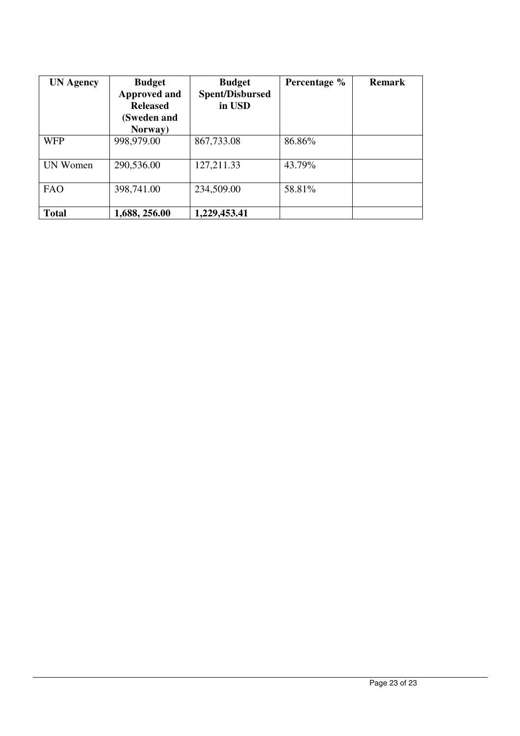| UN Agency | Budget Approved and Released (Sweden and Norway) | Budget Spent/Disbursed in USD | Percentage % | Remark |
|---|---|---|---|---|
| WFP | 998,979.00 | 867,733.08 | 86.86% | |
| UN Women | 290,536.00 | 127,211.33 | 43.79% | |
| FAO | 398,741.00 | 234,509.00 | 58.81% | |
| **Total** | **1,688, 256.00** | **1,229,453.41** | | |